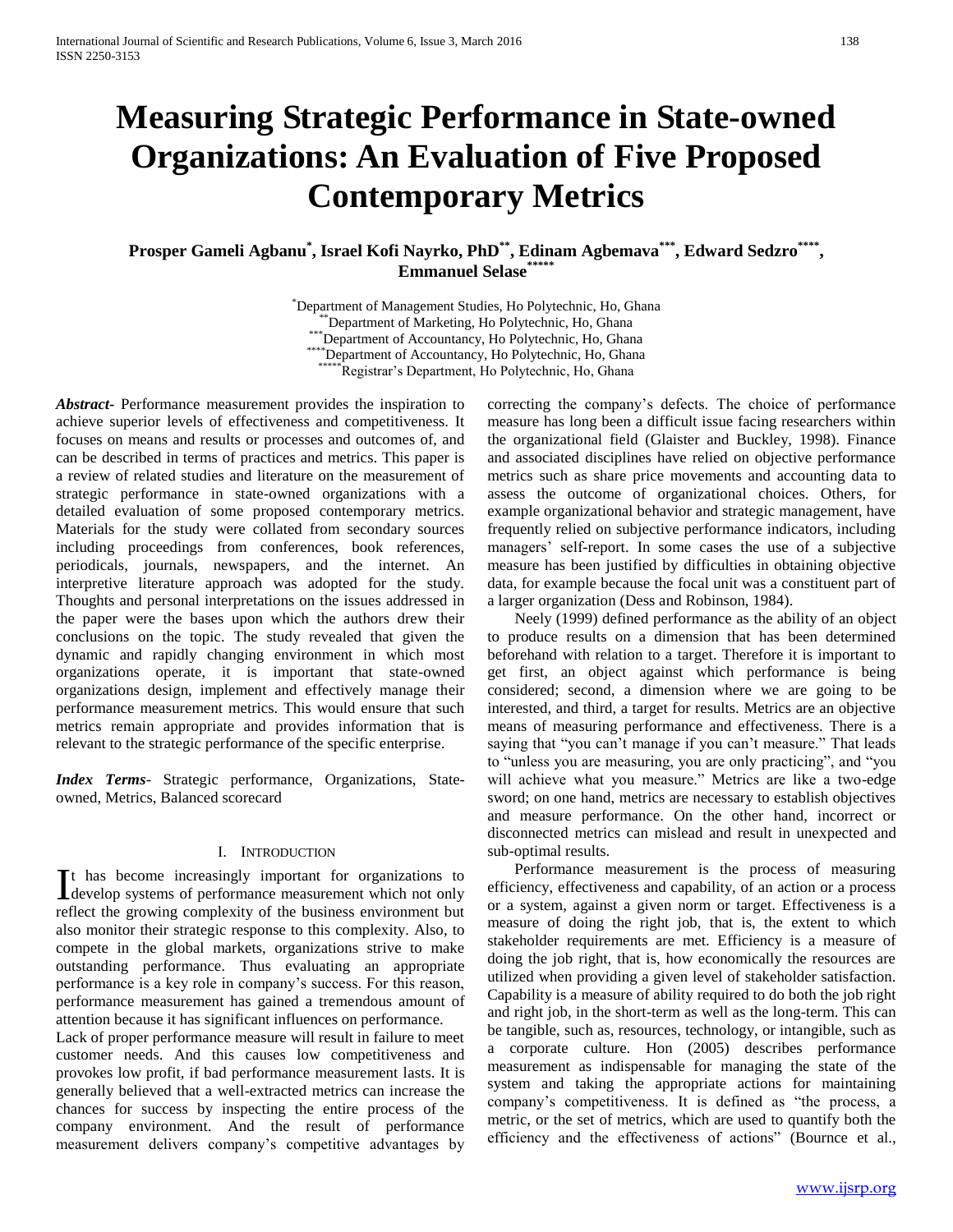# Measuring Strategic Performance in State-owned Organizations: An Evaluation of Five Proposed Contemporary Metrics

**Prosper Gameli Agbanu[*], Israel Kofi Nayrko, PhD[**], Edinam Agbemava[***], Edward Sedzro[****], Emmanuel Selase[*****]**

[*]Department of Management Studies, Ho Polytechnic, Ho, Ghana
[**]Department of Marketing, Ho Polytechnic, Ho, Ghana
[***]Department of Accountancy, Ho Polytechnic, Ho, Ghana
[****]Department of Accountancy, Ho Polytechnic, Ho, Ghana
[*****]Registrar's Department, Ho Polytechnic, Ho, Ghana

***Abstract-*** Performance measurement provides the inspiration to achieve superior levels of effectiveness and competitiveness. It focuses on means and results or processes and outcomes of, and can be described in terms of practices and metrics. This paper is a review of related studies and literature on the measurement of strategic performance in state-owned organizations with a detailed evaluation of some proposed contemporary metrics. Materials for the study were collated from secondary sources including proceedings from conferences, book references, periodicals, journals, newspapers, and the internet. An interpretive literature approach was adopted for the study. Thoughts and personal interpretations on the issues addressed in the paper were the bases upon which the authors drew their conclusions on the topic. The study revealed that given the dynamic and rapidly changing environment in which most organizations operate, it is important that state-owned organizations design, implement and effectively manage their performance measurement metrics. This would ensure that such metrics remain appropriate and provides information that is relevant to the strategic performance of the specific enterprise.

***Index Terms***- Strategic performance, Organizations, State-owned, Metrics, Balanced scorecard

## I. Introduction

It has become increasingly important for organizations to develop systems of performance measurement which not only reflect the growing complexity of the business environment but also monitor their strategic response to this complexity. Also, to compete in the global markets, organizations strive to make outstanding performance. Thus evaluating an appropriate performance is a key role in company's success. For this reason, performance measurement has gained a tremendous amount of attention because it has significant influences on performance.

Lack of proper performance measure will result in failure to meet customer needs. And this causes low competitiveness and provokes low profit, if bad performance measurement lasts. It is generally believed that a well-extracted metrics can increase the chances for success by inspecting the entire process of the company environment. And the result of performance measurement delivers company's competitive advantages by correcting the company's defects. The choice of performance measure has long been a difficult issue facing researchers within the organizational field (Glaister and Buckley, 1998). Finance and associated disciplines have relied on objective performance metrics such as share price movements and accounting data to assess the outcome of organizational choices. Others, for example organizational behavior and strategic management, have frequently relied on subjective performance indicators, including managers' self-report. In some cases the use of a subjective measure has been justified by difficulties in obtaining objective data, for example because the focal unit was a constituent part of a larger organization (Dess and Robinson, 1984).

Neely (1999) defined performance as the ability of an object to produce results on a dimension that has been determined beforehand with relation to a target. Therefore it is important to get first, an object against which performance is being considered; second, a dimension where we are going to be interested, and third, a target for results. Metrics are an objective means of measuring performance and effectiveness. There is a saying that "you can't manage if you can't measure." That leads to "unless you are measuring, you are only practicing", and "you will achieve what you measure." Metrics are like a two-edge sword; on one hand, metrics are necessary to establish objectives and measure performance. On the other hand, incorrect or disconnected metrics can mislead and result in unexpected and sub-optimal results.

Performance measurement is the process of measuring efficiency, effectiveness and capability, of an action or a process or a system, against a given norm or target. Effectiveness is a measure of doing the right job, that is, the extent to which stakeholder requirements are met. Efficiency is a measure of doing the job right, that is, how economically the resources are utilized when providing a given level of stakeholder satisfaction. Capability is a measure of ability required to do both the job right and right job, in the short-term as well as the long-term. This can be tangible, such as, resources, technology, or intangible, such as a corporate culture. Hon (2005) describes performance measurement as indispensable for managing the state of the system and taking the appropriate actions for maintaining company's competitiveness. It is defined as "the process, a metric, or the set of metrics, which are used to quantify both the efficiency and the effectiveness of actions" (Bournce et al.,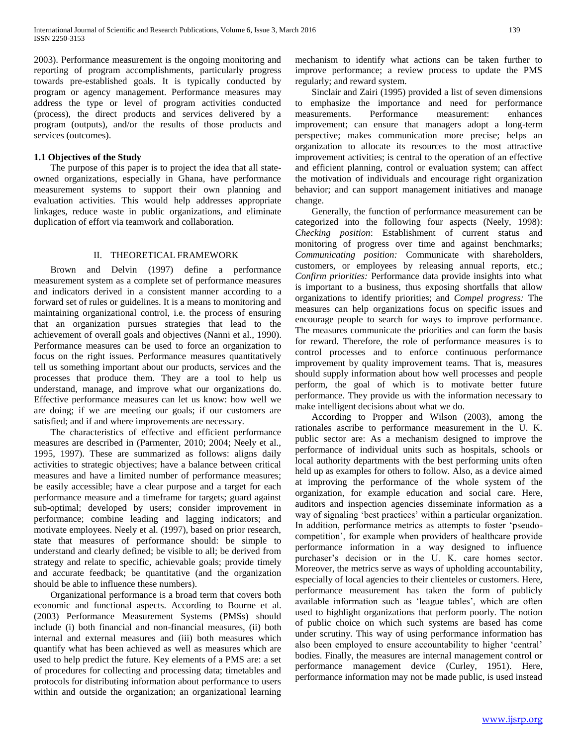2003). Performance measurement is the ongoing monitoring and reporting of program accomplishments, particularly progress towards pre-established goals. It is typically conducted by program or agency management. Performance measures may address the type or level of program activities conducted (process), the direct products and services delivered by a program (outputs), and/or the results of those products and services (outcomes).

### 1.1 Objectives of the Study

The purpose of this paper is to project the idea that all state-owned organizations, especially in Ghana, have performance measurement systems to support their own planning and evaluation activities. This would help addresses appropriate linkages, reduce waste in public organizations, and eliminate duplication of effort via teamwork and collaboration.

## II. THEORETICAL FRAMEWORK

Brown and Delvin (1997) define a performance measurement system as a complete set of performance measures and indicators derived in a consistent manner according to a forward set of rules or guidelines. It is a means to monitoring and maintaining organizational control, i.e. the process of ensuring that an organization pursues strategies that lead to the achievement of overall goals and objectives (Nanni et al., 1990). Performance measures can be used to force an organization to focus on the right issues. Performance measures quantitatively tell us something important about our products, services and the processes that produce them. They are a tool to help us understand, manage, and improve what our organizations do. Effective performance measures can let us know: how well we are doing; if we are meeting our goals; if our customers are satisfied; and if and where improvements are necessary.

The characteristics of effective and efficient performance measures are described in (Parmenter, 2010; 2004; Neely et al., 1995, 1997). These are summarized as follows: aligns daily activities to strategic objectives; have a balance between critical measures and have a limited number of performance measures; be easily accessible; have a clear purpose and a target for each performance measure and a timeframe for targets; guard against sub-optimal; developed by users; consider improvement in performance; combine leading and lagging indicators; and motivate employees. Neely et al. (1997), based on prior research, state that measures of performance should: be simple to understand and clearly defined; be visible to all; be derived from strategy and relate to specific, achievable goals; provide timely and accurate feedback; be quantitative (and the organization should be able to influence these numbers).

Organizational performance is a broad term that covers both economic and functional aspects. According to Bourne et al. (2003) Performance Measurement Systems (PMSs) should include (i) both financial and non-financial measures, (ii) both internal and external measures and (iii) both measures which quantify what has been achieved as well as measures which are used to help predict the future. Key elements of a PMS are: a set of procedures for collecting and processing data; timetables and protocols for distributing information about performance to users within and outside the organization; an organizational learning mechanism to identify what actions can be taken further to improve performance; a review process to update the PMS regularly; and reward system.

Sinclair and Zairi (1995) provided a list of seven dimensions to emphasize the importance and need for performance measurements. Performance measurement: enhances improvement; can ensure that managers adopt a long-term perspective; makes communication more precise; helps an organization to allocate its resources to the most attractive improvement activities; is central to the operation of an effective and efficient planning, control or evaluation system; can affect the motivation of individuals and encourage right organization behavior; and can support management initiatives and manage change.

Generally, the function of performance measurement can be categorized into the following four aspects (Neely, 1998): *Checking position*: Establishment of current status and monitoring of progress over time and against benchmarks; *Communicating position:* Communicate with shareholders, customers, or employees by releasing annual reports, etc.; *Confirm priorities:* Performance data provide insights into what is important to a business, thus exposing shortfalls that allow organizations to identify priorities; and *Compel progress:* The measures can help organizations focus on specific issues and encourage people to search for ways to improve performance. The measures communicate the priorities and can form the basis for reward. Therefore, the role of performance measures is to control processes and to enforce continuous performance improvement by quality improvement teams. That is, measures should supply information about how well processes and people perform, the goal of which is to motivate better future performance. They provide us with the information necessary to make intelligent decisions about what we do.

According to Propper and Wilson (2003), among the rationales ascribe to performance measurement in the U. K. public sector are: As a mechanism designed to improve the performance of individual units such as hospitals, schools or local authority departments with the best performing units often held up as examples for others to follow. Also, as a device aimed at improving the performance of the whole system of the organization, for example education and social care. Here, auditors and inspection agencies disseminate information as a way of signaling 'best practices' within a particular organization. In addition, performance metrics as attempts to foster 'pseudo-competition', for example when providers of healthcare provide performance information in a way designed to influence purchaser's decision or in the U. K. care homes sector. Moreover, the metrics serve as ways of upholding accountability, especially of local agencies to their clienteles or customers. Here, performance measurement has taken the form of publicly available information such as 'league tables', which are often used to highlight organizations that perform poorly. The notion of public choice on which such systems are based has come under scrutiny. This way of using performance information has also been employed to ensure accountability to higher 'central' bodies. Finally, the measures are internal management control or performance management device (Curley, 1951). Here, performance information may not be made public, is used instead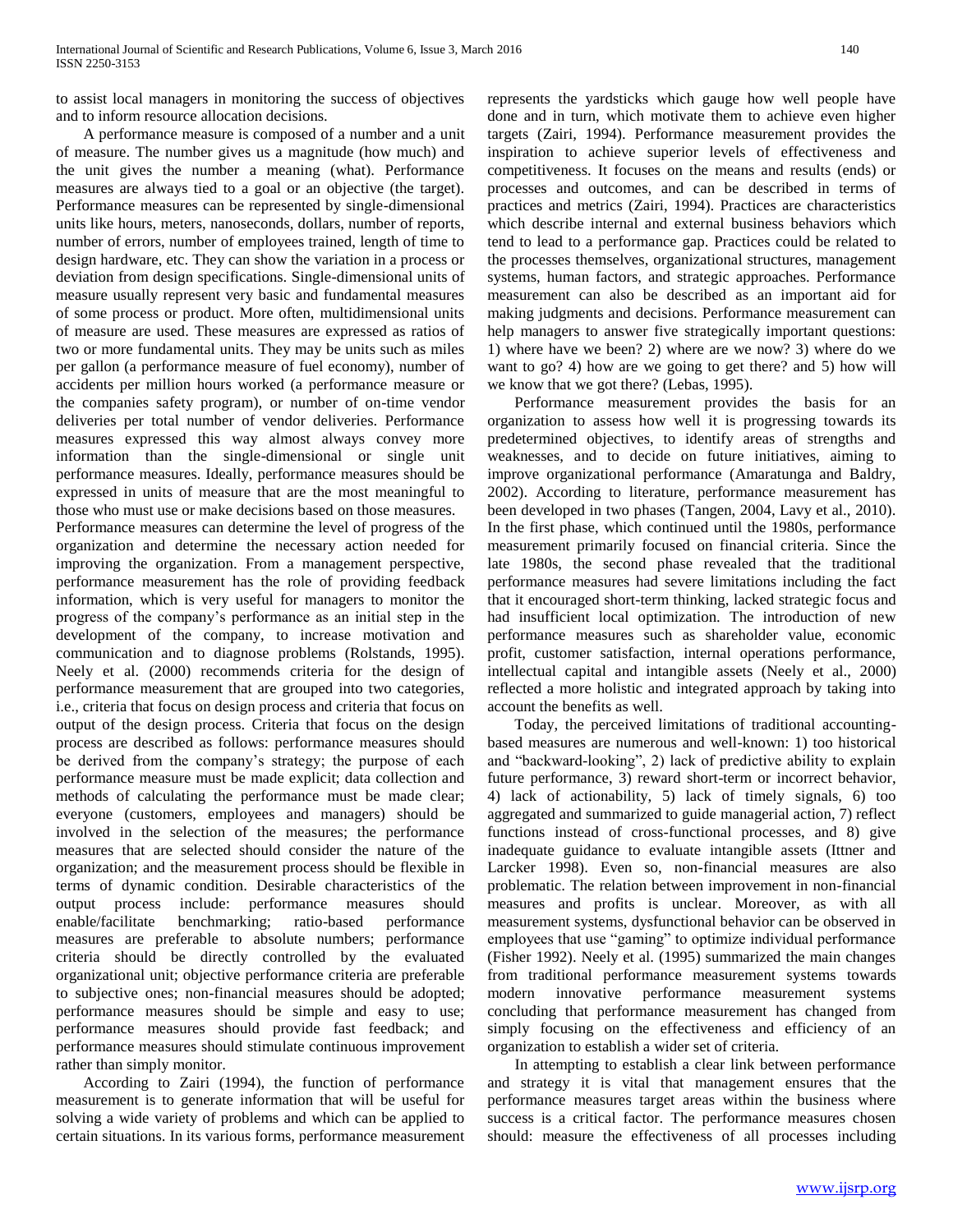to assist local managers in monitoring the success of objectives and to inform resource allocation decisions.

A performance measure is composed of a number and a unit of measure. The number gives us a magnitude (how much) and the unit gives the number a meaning (what). Performance measures are always tied to a goal or an objective (the target). Performance measures can be represented by single-dimensional units like hours, meters, nanoseconds, dollars, number of reports, number of errors, number of employees trained, length of time to design hardware, etc. They can show the variation in a process or deviation from design specifications. Single-dimensional units of measure usually represent very basic and fundamental measures of some process or product. More often, multidimensional units of measure are used. These measures are expressed as ratios of two or more fundamental units. They may be units such as miles per gallon (a performance measure of fuel economy), number of accidents per million hours worked (a performance measure or the companies safety program), or number of on-time vendor deliveries per total number of vendor deliveries. Performance measures expressed this way almost always convey more information than the single-dimensional or single unit performance measures. Ideally, performance measures should be expressed in units of measure that are the most meaningful to those who must use or make decisions based on those measures.

Performance measures can determine the level of progress of the organization and determine the necessary action needed for improving the organization. From a management perspective, performance measurement has the role of providing feedback information, which is very useful for managers to monitor the progress of the company's performance as an initial step in the development of the company, to increase motivation and communication and to diagnose problems (Rolstands, 1995). Neely et al. (2000) recommends criteria for the design of performance measurement that are grouped into two categories, i.e., criteria that focus on design process and criteria that focus on output of the design process. Criteria that focus on the design process are described as follows: performance measures should be derived from the company's strategy; the purpose of each performance measure must be made explicit; data collection and methods of calculating the performance must be made clear; everyone (customers, employees and managers) should be involved in the selection of the measures; the performance measures that are selected should consider the nature of the organization; and the measurement process should be flexible in terms of dynamic condition. Desirable characteristics of the output process include: performance measures should enable/facilitate benchmarking; ratio-based performance measures are preferable to absolute numbers; performance criteria should be directly controlled by the evaluated organizational unit; objective performance criteria are preferable to subjective ones; non-financial measures should be adopted; performance measures should be simple and easy to use; performance measures should provide fast feedback; and performance measures should stimulate continuous improvement rather than simply monitor.

According to Zairi (1994), the function of performance measurement is to generate information that will be useful for solving a wide variety of problems and which can be applied to certain situations. In its various forms, performance measurement represents the yardsticks which gauge how well people have done and in turn, which motivate them to achieve even higher targets (Zairi, 1994). Performance measurement provides the inspiration to achieve superior levels of effectiveness and competitiveness. It focuses on the means and results (ends) or processes and outcomes, and can be described in terms of practices and metrics (Zairi, 1994). Practices are characteristics which describe internal and external business behaviors which tend to lead to a performance gap. Practices could be related to the processes themselves, organizational structures, management systems, human factors, and strategic approaches. Performance measurement can also be described as an important aid for making judgments and decisions. Performance measurement can help managers to answer five strategically important questions: 1) where have we been? 2) where are we now? 3) where do we want to go? 4) how are we going to get there? and 5) how will we know that we got there? (Lebas, 1995).

Performance measurement provides the basis for an organization to assess how well it is progressing towards its predetermined objectives, to identify areas of strengths and weaknesses, and to decide on future initiatives, aiming to improve organizational performance (Amaratunga and Baldry, 2002). According to literature, performance measurement has been developed in two phases (Tangen, 2004, Lavy et al., 2010). In the first phase, which continued until the 1980s, performance measurement primarily focused on financial criteria. Since the late 1980s, the second phase revealed that the traditional performance measures had severe limitations including the fact that it encouraged short-term thinking, lacked strategic focus and had insufficient local optimization. The introduction of new performance measures such as shareholder value, economic profit, customer satisfaction, internal operations performance, intellectual capital and intangible assets (Neely et al., 2000) reflected a more holistic and integrated approach by taking into account the benefits as well.

Today, the perceived limitations of traditional accounting-based measures are numerous and well-known: 1) too historical and "backward-looking", 2) lack of predictive ability to explain future performance, 3) reward short-term or incorrect behavior, 4) lack of actionability, 5) lack of timely signals, 6) too aggregated and summarized to guide managerial action, 7) reflect functions instead of cross-functional processes, and 8) give inadequate guidance to evaluate intangible assets (Ittner and Larcker 1998). Even so, non-financial measures are also problematic. The relation between improvement in non-financial measures and profits is unclear. Moreover, as with all measurement systems, dysfunctional behavior can be observed in employees that use "gaming" to optimize individual performance (Fisher 1992). Neely et al. (1995) summarized the main changes from traditional performance measurement systems towards modern innovative performance measurement systems concluding that performance measurement has changed from simply focusing on the effectiveness and efficiency of an organization to establish a wider set of criteria.

In attempting to establish a clear link between performance and strategy it is vital that management ensures that the performance measures target areas within the business where success is a critical factor. The performance measures chosen should: measure the effectiveness of all processes including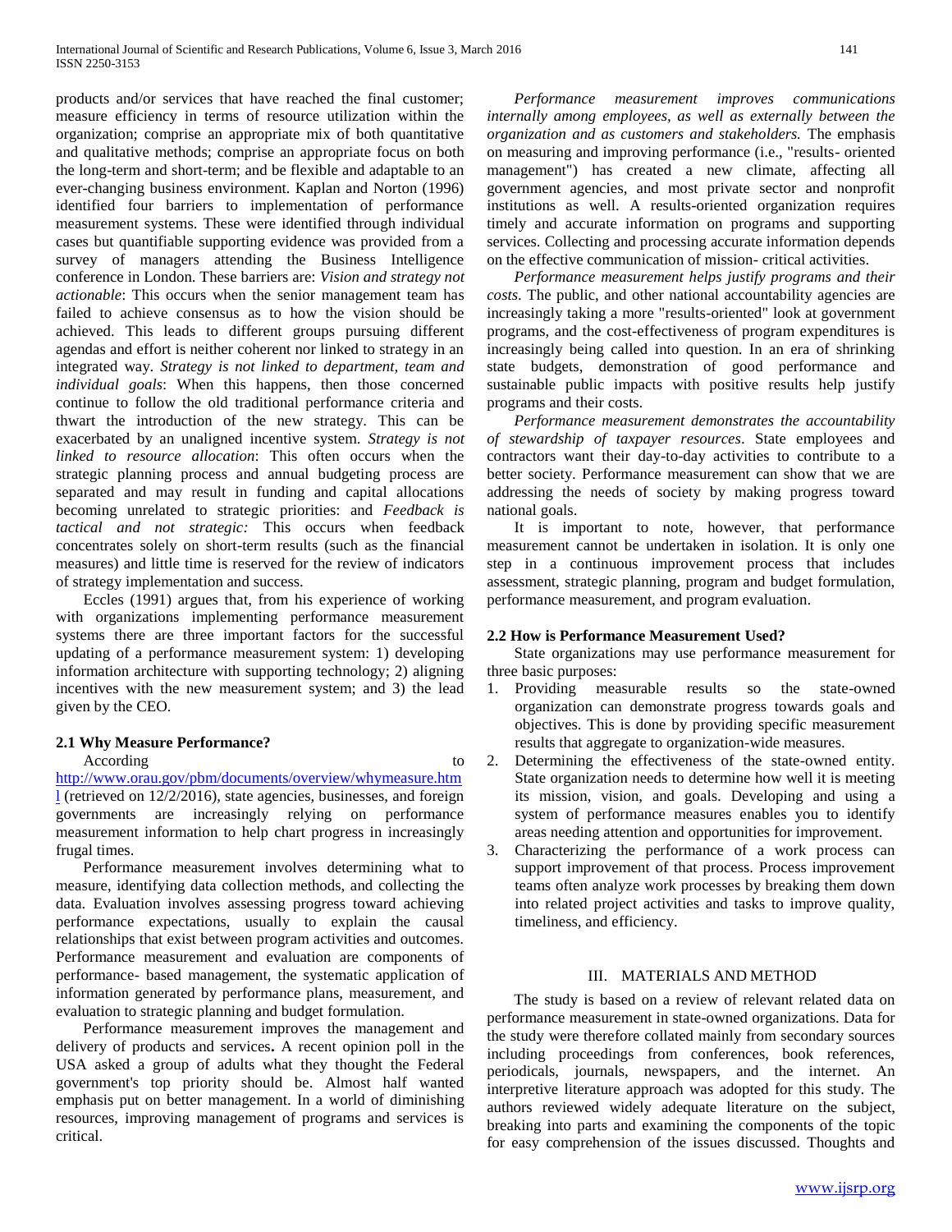products and/or services that have reached the final customer; measure efficiency in terms of resource utilization within the organization; comprise an appropriate mix of both quantitative and qualitative methods; comprise an appropriate focus on both the long-term and short-term; and be flexible and adaptable to an ever-changing business environment. Kaplan and Norton (1996) identified four barriers to implementation of performance measurement systems. These were identified through individual cases but quantifiable supporting evidence was provided from a survey of managers attending the Business Intelligence conference in London. These barriers are: *Vision and strategy not actionable*: This occurs when the senior management team has failed to achieve consensus as to how the vision should be achieved. This leads to different groups pursuing different agendas and effort is neither coherent nor linked to strategy in an integrated way. *Strategy is not linked to department, team and individual goals*: When this happens, then those concerned continue to follow the old traditional performance criteria and thwart the introduction of the new strategy. This can be exacerbated by an unaligned incentive system. *Strategy is not linked to resource allocation*: This often occurs when the strategic planning process and annual budgeting process are separated and may result in funding and capital allocations becoming unrelated to strategic priorities: and *Feedback is tactical and not strategic:* This occurs when feedback concentrates solely on short-term results (such as the financial measures) and little time is reserved for the review of indicators of strategy implementation and success.

Eccles (1991) argues that, from his experience of working with organizations implementing performance measurement systems there are three important factors for the successful updating of a performance measurement system: 1) developing information architecture with supporting technology; 2) aligning incentives with the new measurement system; and 3) the lead given by the CEO.

### 2.1 Why Measure Performance?

According to http://www.orau.gov/pbm/documents/overview/whymeasure.html (retrieved on 12/2/2016), state agencies, businesses, and foreign governments are increasingly relying on performance measurement information to help chart progress in increasingly frugal times.

Performance measurement involves determining what to measure, identifying data collection methods, and collecting the data. Evaluation involves assessing progress toward achieving performance expectations, usually to explain the causal relationships that exist between program activities and outcomes. Performance measurement and evaluation are components of performance- based management, the systematic application of information generated by performance plans, measurement, and evaluation to strategic planning and budget formulation.

Performance measurement improves the management and delivery of products and services**.** A recent opinion poll in the USA asked a group of adults what they thought the Federal government's top priority should be. Almost half wanted emphasis put on better management. In a world of diminishing resources, improving management of programs and services is critical.

*Performance measurement improves communications internally among employees, as well as externally between the organization and as customers and stakeholders.* The emphasis on measuring and improving performance (i.e., "results- oriented management") has created a new climate, affecting all government agencies, and most private sector and nonprofit institutions as well. A results-oriented organization requires timely and accurate information on programs and supporting services. Collecting and processing accurate information depends on the effective communication of mission- critical activities.

*Performance measurement helps justify programs and their costs*. The public, and other national accountability agencies are increasingly taking a more "results-oriented" look at government programs, and the cost-effectiveness of program expenditures is increasingly being called into question. In an era of shrinking state budgets, demonstration of good performance and sustainable public impacts with positive results help justify programs and their costs.

*Performance measurement demonstrates the accountability of stewardship of taxpayer resources*. State employees and contractors want their day-to-day activities to contribute to a better society. Performance measurement can show that we are addressing the needs of society by making progress toward national goals.

It is important to note, however, that performance measurement cannot be undertaken in isolation. It is only one step in a continuous improvement process that includes assessment, strategic planning, program and budget formulation, performance measurement, and program evaluation.

### 2.2 How is Performance Measurement Used?

State organizations may use performance measurement for three basic purposes:

1. Providing measurable results so the state-owned organization can demonstrate progress towards goals and objectives. This is done by providing specific measurement results that aggregate to organization-wide measures.
2. Determining the effectiveness of the state-owned entity. State organization needs to determine how well it is meeting its mission, vision, and goals. Developing and using a system of performance measures enables you to identify areas needing attention and opportunities for improvement.
3. Characterizing the performance of a work process can support improvement of that process. Process improvement teams often analyze work processes by breaking them down into related project activities and tasks to improve quality, timeliness, and efficiency.

## III. MATERIALS AND METHOD

The study is based on a review of relevant related data on performance measurement in state-owned organizations. Data for the study were therefore collated mainly from secondary sources including proceedings from conferences, book references, periodicals, journals, newspapers, and the internet. An interpretive literature approach was adopted for this study. The authors reviewed widely adequate literature on the subject, breaking into parts and examining the components of the topic for easy comprehension of the issues discussed. Thoughts and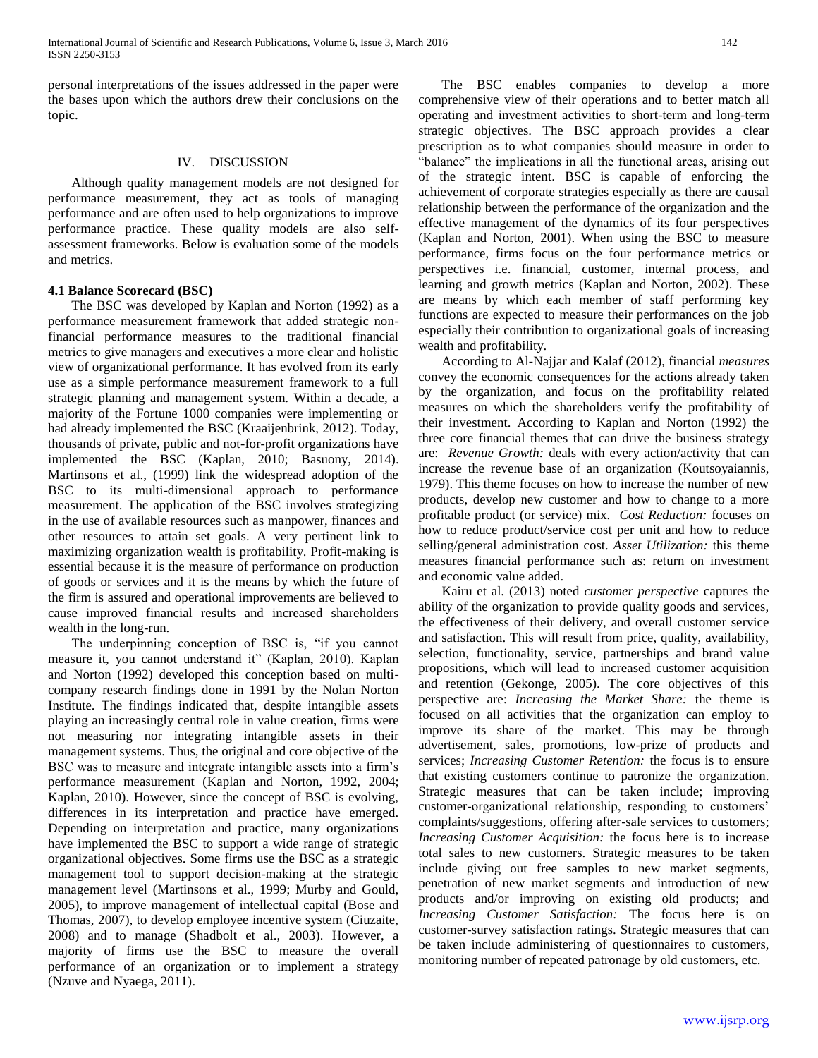personal interpretations of the issues addressed in the paper were the bases upon which the authors drew their conclusions on the topic.

## IV. DISCUSSION

Although quality management models are not designed for performance measurement, they act as tools of managing performance and are often used to help organizations to improve performance practice. These quality models are also self-assessment frameworks. Below is evaluation some of the models and metrics.

### 4.1 Balance Scorecard (BSC)

The BSC was developed by Kaplan and Norton (1992) as a performance measurement framework that added strategic non-financial performance measures to the traditional financial metrics to give managers and executives a more clear and holistic view of organizational performance. It has evolved from its early use as a simple performance measurement framework to a full strategic planning and management system. Within a decade, a majority of the Fortune 1000 companies were implementing or had already implemented the BSC (Kraaijenbrink, 2012). Today, thousands of private, public and not-for-profit organizations have implemented the BSC (Kaplan, 2010; Basuony, 2014). Martinsons et al., (1999) link the widespread adoption of the BSC to its multi-dimensional approach to performance measurement. The application of the BSC involves strategizing in the use of available resources such as manpower, finances and other resources to attain set goals. A very pertinent link to maximizing organization wealth is profitability. Profit-making is essential because it is the measure of performance on production of goods or services and it is the means by which the future of the firm is assured and operational improvements are believed to cause improved financial results and increased shareholders wealth in the long-run.

The underpinning conception of BSC is, "if you cannot measure it, you cannot understand it" (Kaplan, 2010). Kaplan and Norton (1992) developed this conception based on multi-company research findings done in 1991 by the Nolan Norton Institute. The findings indicated that, despite intangible assets playing an increasingly central role in value creation, firms were not measuring nor integrating intangible assets in their management systems. Thus, the original and core objective of the BSC was to measure and integrate intangible assets into a firm's performance measurement (Kaplan and Norton, 1992, 2004; Kaplan, 2010). However, since the concept of BSC is evolving, differences in its interpretation and practice have emerged. Depending on interpretation and practice, many organizations have implemented the BSC to support a wide range of strategic organizational objectives. Some firms use the BSC as a strategic management tool to support decision-making at the strategic management level (Martinsons et al., 1999; Murby and Gould, 2005), to improve management of intellectual capital (Bose and Thomas, 2007), to develop employee incentive system (Ciuzaite, 2008) and to manage (Shadbolt et al., 2003). However, a majority of firms use the BSC to measure the overall performance of an organization or to implement a strategy (Nzuve and Nyaega, 2011).

The BSC enables companies to develop a more comprehensive view of their operations and to better match all operating and investment activities to short-term and long-term strategic objectives. The BSC approach provides a clear prescription as to what companies should measure in order to "balance" the implications in all the functional areas, arising out of the strategic intent. BSC is capable of enforcing the achievement of corporate strategies especially as there are causal relationship between the performance of the organization and the effective management of the dynamics of its four perspectives (Kaplan and Norton, 2001). When using the BSC to measure performance, firms focus on the four performance metrics or perspectives i.e. financial, customer, internal process, and learning and growth metrics (Kaplan and Norton, 2002). These are means by which each member of staff performing key functions are expected to measure their performances on the job especially their contribution to organizational goals of increasing wealth and profitability.

According to Al-Najjar and Kalaf (2012), financial *measures* convey the economic consequences for the actions already taken by the organization, and focus on the profitability related measures on which the shareholders verify the profitability of their investment. According to Kaplan and Norton (1992) the three core financial themes that can drive the business strategy are: *Revenue Growth:* deals with every action/activity that can increase the revenue base of an organization (Koutsoyaiannis, 1979). This theme focuses on how to increase the number of new products, develop new customer and how to change to a more profitable product (or service) mix. *Cost Reduction:* focuses on how to reduce product/service cost per unit and how to reduce selling/general administration cost. *Asset Utilization:* this theme measures financial performance such as: return on investment and economic value added.

Kairu et al. (2013) noted *customer perspective* captures the ability of the organization to provide quality goods and services, the effectiveness of their delivery, and overall customer service and satisfaction. This will result from price, quality, availability, selection, functionality, service, partnerships and brand value propositions, which will lead to increased customer acquisition and retention (Gekonge, 2005). The core objectives of this perspective are: *Increasing the Market Share:* the theme is focused on all activities that the organization can employ to improve its share of the market. This may be through advertisement, sales, promotions, low-prize of products and services; *Increasing Customer Retention:* the focus is to ensure that existing customers continue to patronize the organization. Strategic measures that can be taken include; improving customer-organizational relationship, responding to customers' complaints/suggestions, offering after-sale services to customers; *Increasing Customer Acquisition:* the focus here is to increase total sales to new customers. Strategic measures to be taken include giving out free samples to new market segments, penetration of new market segments and introduction of new products and/or improving on existing old products; and *Increasing Customer Satisfaction:* The focus here is on customer-survey satisfaction ratings. Strategic measures that can be taken include administering of questionnaires to customers, monitoring number of repeated patronage by old customers, etc.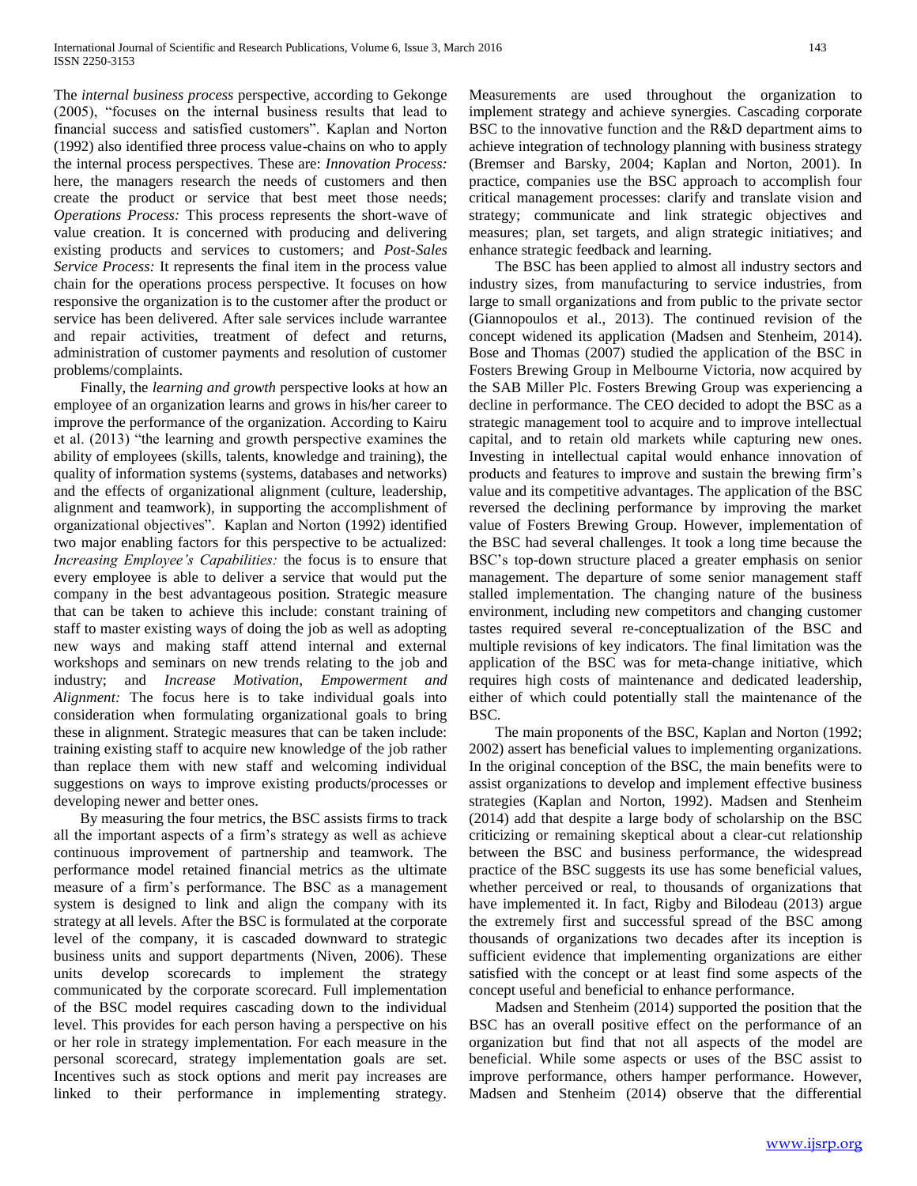The *internal business process* perspective, according to Gekonge (2005), "focuses on the internal business results that lead to financial success and satisfied customers". Kaplan and Norton (1992) also identified three process value-chains on who to apply the internal process perspectives. These are: *Innovation Process:* here, the managers research the needs of customers and then create the product or service that best meet those needs; *Operations Process:* This process represents the short-wave of value creation. It is concerned with producing and delivering existing products and services to customers; and *Post-Sales Service Process:* It represents the final item in the process value chain for the operations process perspective. It focuses on how responsive the organization is to the customer after the product or service has been delivered. After sale services include warrantee and repair activities, treatment of defect and returns, administration of customer payments and resolution of customer problems/complaints.

Finally, the *learning and growth* perspective looks at how an employee of an organization learns and grows in his/her career to improve the performance of the organization. According to Kairu et al. (2013) "the learning and growth perspective examines the ability of employees (skills, talents, knowledge and training), the quality of information systems (systems, databases and networks) and the effects of organizational alignment (culture, leadership, alignment and teamwork), in supporting the accomplishment of organizational objectives". Kaplan and Norton (1992) identified two major enabling factors for this perspective to be actualized: *Increasing Employee's Capabilities:* the focus is to ensure that every employee is able to deliver a service that would put the company in the best advantageous position. Strategic measure that can be taken to achieve this include: constant training of staff to master existing ways of doing the job as well as adopting new ways and making staff attend internal and external workshops and seminars on new trends relating to the job and industry; and *Increase Motivation, Empowerment and Alignment:* The focus here is to take individual goals into consideration when formulating organizational goals to bring these in alignment. Strategic measures that can be taken include: training existing staff to acquire new knowledge of the job rather than replace them with new staff and welcoming individual suggestions on ways to improve existing products/processes or developing newer and better ones.

By measuring the four metrics, the BSC assists firms to track all the important aspects of a firm's strategy as well as achieve continuous improvement of partnership and teamwork. The performance model retained financial metrics as the ultimate measure of a firm's performance. The BSC as a management system is designed to link and align the company with its strategy at all levels. After the BSC is formulated at the corporate level of the company, it is cascaded downward to strategic business units and support departments (Niven, 2006). These units develop scorecards to implement the strategy communicated by the corporate scorecard. Full implementation of the BSC model requires cascading down to the individual level. This provides for each person having a perspective on his or her role in strategy implementation. For each measure in the personal scorecard, strategy implementation goals are set. Incentives such as stock options and merit pay increases are linked to their performance in implementing strategy. Measurements are used throughout the organization to implement strategy and achieve synergies. Cascading corporate BSC to the innovative function and the R&D department aims to achieve integration of technology planning with business strategy (Bremser and Barsky, 2004; Kaplan and Norton, 2001). In practice, companies use the BSC approach to accomplish four critical management processes: clarify and translate vision and strategy; communicate and link strategic objectives and measures; plan, set targets, and align strategic initiatives; and enhance strategic feedback and learning.

The BSC has been applied to almost all industry sectors and industry sizes, from manufacturing to service industries, from large to small organizations and from public to the private sector (Giannopoulos et al., 2013). The continued revision of the concept widened its application (Madsen and Stenheim, 2014). Bose and Thomas (2007) studied the application of the BSC in Fosters Brewing Group in Melbourne Victoria, now acquired by the SAB Miller Plc. Fosters Brewing Group was experiencing a decline in performance. The CEO decided to adopt the BSC as a strategic management tool to acquire and to improve intellectual capital, and to retain old markets while capturing new ones. Investing in intellectual capital would enhance innovation of products and features to improve and sustain the brewing firm's value and its competitive advantages. The application of the BSC reversed the declining performance by improving the market value of Fosters Brewing Group. However, implementation of the BSC had several challenges. It took a long time because the BSC's top-down structure placed a greater emphasis on senior management. The departure of some senior management staff stalled implementation. The changing nature of the business environment, including new competitors and changing customer tastes required several re-conceptualization of the BSC and multiple revisions of key indicators. The final limitation was the application of the BSC was for meta-change initiative, which requires high costs of maintenance and dedicated leadership, either of which could potentially stall the maintenance of the BSC.

The main proponents of the BSC, Kaplan and Norton (1992; 2002) assert has beneficial values to implementing organizations. In the original conception of the BSC, the main benefits were to assist organizations to develop and implement effective business strategies (Kaplan and Norton, 1992). Madsen and Stenheim (2014) add that despite a large body of scholarship on the BSC criticizing or remaining skeptical about a clear-cut relationship between the BSC and business performance, the widespread practice of the BSC suggests its use has some beneficial values, whether perceived or real, to thousands of organizations that have implemented it. In fact, Rigby and Bilodeau (2013) argue the extremely first and successful spread of the BSC among thousands of organizations two decades after its inception is sufficient evidence that implementing organizations are either satisfied with the concept or at least find some aspects of the concept useful and beneficial to enhance performance.

Madsen and Stenheim (2014) supported the position that the BSC has an overall positive effect on the performance of an organization but find that not all aspects of the model are beneficial. While some aspects or uses of the BSC assist to improve performance, others hamper performance. However, Madsen and Stenheim (2014) observe that the differential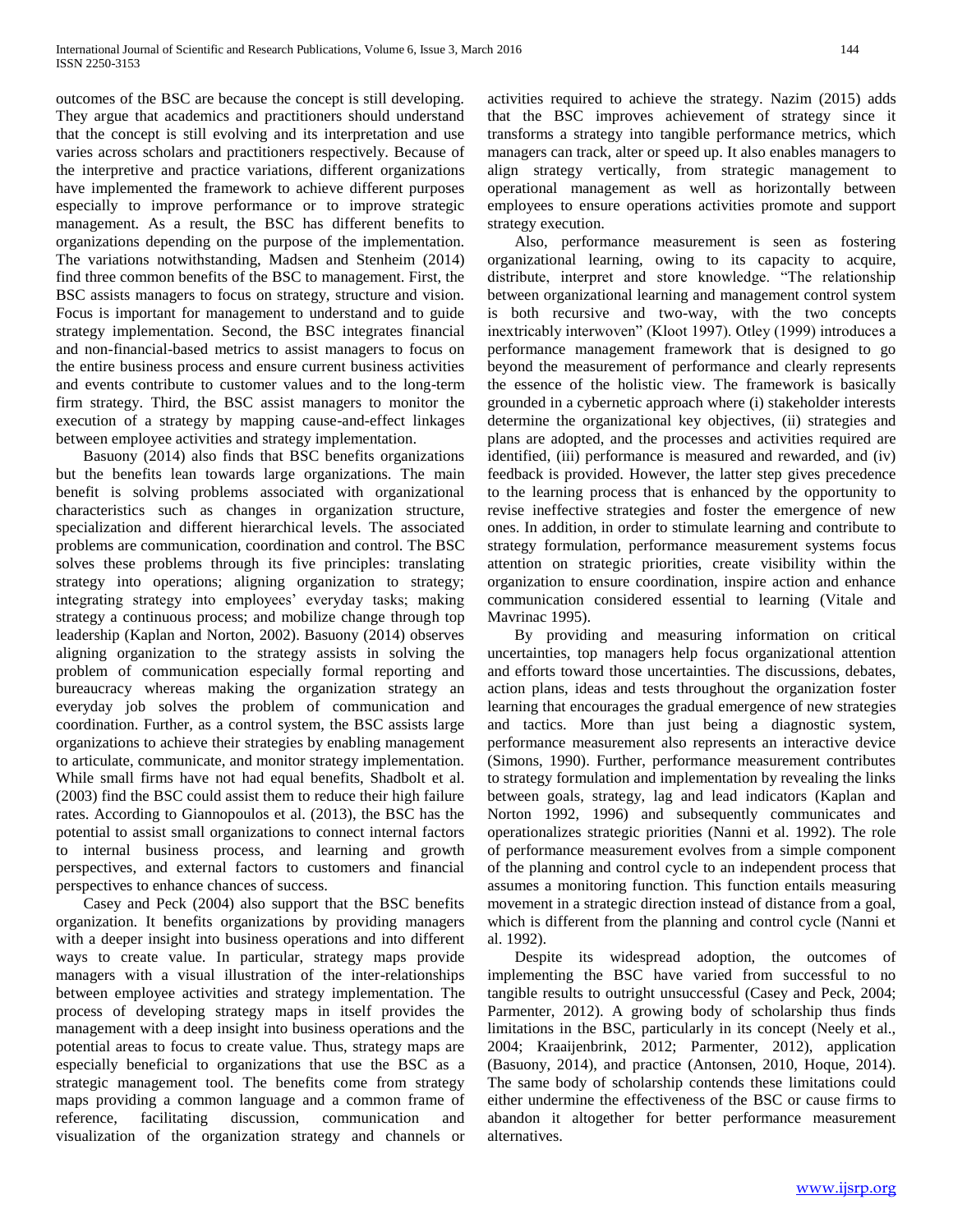outcomes of the BSC are because the concept is still developing. They argue that academics and practitioners should understand that the concept is still evolving and its interpretation and use varies across scholars and practitioners respectively. Because of the interpretive and practice variations, different organizations have implemented the framework to achieve different purposes especially to improve performance or to improve strategic management. As a result, the BSC has different benefits to organizations depending on the purpose of the implementation. The variations notwithstanding, Madsen and Stenheim (2014) find three common benefits of the BSC to management. First, the BSC assists managers to focus on strategy, structure and vision. Focus is important for management to understand and to guide strategy implementation. Second, the BSC integrates financial and non-financial-based metrics to assist managers to focus on the entire business process and ensure current business activities and events contribute to customer values and to the long-term firm strategy. Third, the BSC assist managers to monitor the execution of a strategy by mapping cause-and-effect linkages between employee activities and strategy implementation.

Basuony (2014) also finds that BSC benefits organizations but the benefits lean towards large organizations. The main benefit is solving problems associated with organizational characteristics such as changes in organization structure, specialization and different hierarchical levels. The associated problems are communication, coordination and control. The BSC solves these problems through its five principles: translating strategy into operations; aligning organization to strategy; integrating strategy into employees' everyday tasks; making strategy a continuous process; and mobilize change through top leadership (Kaplan and Norton, 2002). Basuony (2014) observes aligning organization to the strategy assists in solving the problem of communication especially formal reporting and bureaucracy whereas making the organization strategy an everyday job solves the problem of communication and coordination. Further, as a control system, the BSC assists large organizations to achieve their strategies by enabling management to articulate, communicate, and monitor strategy implementation. While small firms have not had equal benefits, Shadbolt et al. (2003) find the BSC could assist them to reduce their high failure rates. According to Giannopoulos et al. (2013), the BSC has the potential to assist small organizations to connect internal factors to internal business process, and learning and growth perspectives, and external factors to customers and financial perspectives to enhance chances of success.

Casey and Peck (2004) also support that the BSC benefits organization. It benefits organizations by providing managers with a deeper insight into business operations and into different ways to create value. In particular, strategy maps provide managers with a visual illustration of the inter-relationships between employee activities and strategy implementation. The process of developing strategy maps in itself provides the management with a deep insight into business operations and the potential areas to focus to create value. Thus, strategy maps are especially beneficial to organizations that use the BSC as a strategic management tool. The benefits come from strategy maps providing a common language and a common frame of reference, facilitating discussion, communication and visualization of the organization strategy and channels or activities required to achieve the strategy. Nazim (2015) adds that the BSC improves achievement of strategy since it transforms a strategy into tangible performance metrics, which managers can track, alter or speed up. It also enables managers to align strategy vertically, from strategic management to operational management as well as horizontally between employees to ensure operations activities promote and support strategy execution.

Also, performance measurement is seen as fostering organizational learning, owing to its capacity to acquire, distribute, interpret and store knowledge. "The relationship between organizational learning and management control system is both recursive and two-way, with the two concepts inextricably interwoven" (Kloot 1997). Otley (1999) introduces a performance management framework that is designed to go beyond the measurement of performance and clearly represents the essence of the holistic view. The framework is basically grounded in a cybernetic approach where (i) stakeholder interests determine the organizational key objectives, (ii) strategies and plans are adopted, and the processes and activities required are identified, (iii) performance is measured and rewarded, and (iv) feedback is provided. However, the latter step gives precedence to the learning process that is enhanced by the opportunity to revise ineffective strategies and foster the emergence of new ones. In addition, in order to stimulate learning and contribute to strategy formulation, performance measurement systems focus attention on strategic priorities, create visibility within the organization to ensure coordination, inspire action and enhance communication considered essential to learning (Vitale and Mavrinac 1995).

By providing and measuring information on critical uncertainties, top managers help focus organizational attention and efforts toward those uncertainties. The discussions, debates, action plans, ideas and tests throughout the organization foster learning that encourages the gradual emergence of new strategies and tactics. More than just being a diagnostic system, performance measurement also represents an interactive device (Simons, 1990). Further, performance measurement contributes to strategy formulation and implementation by revealing the links between goals, strategy, lag and lead indicators (Kaplan and Norton 1992, 1996) and subsequently communicates and operationalizes strategic priorities (Nanni et al. 1992). The role of performance measurement evolves from a simple component of the planning and control cycle to an independent process that assumes a monitoring function. This function entails measuring movement in a strategic direction instead of distance from a goal, which is different from the planning and control cycle (Nanni et al. 1992).

Despite its widespread adoption, the outcomes of implementing the BSC have varied from successful to no tangible results to outright unsuccessful (Casey and Peck, 2004; Parmenter, 2012). A growing body of scholarship thus finds limitations in the BSC, particularly in its concept (Neely et al., 2004; Kraaijenbrink, 2012; Parmenter, 2012), application (Basuony, 2014), and practice (Antonsen, 2010, Hoque, 2014). The same body of scholarship contends these limitations could either undermine the effectiveness of the BSC or cause firms to abandon it altogether for better performance measurement alternatives.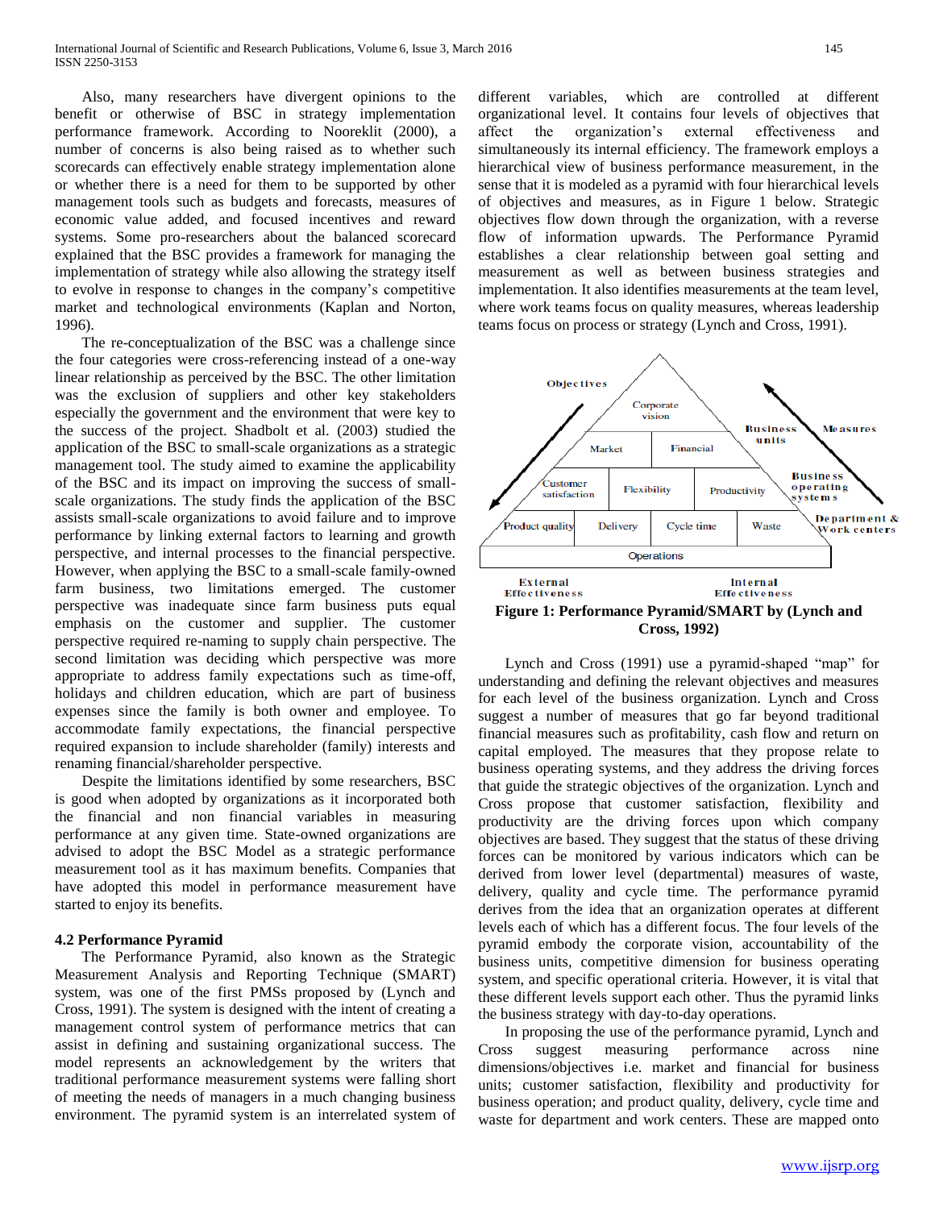Also, many researchers have divergent opinions to the benefit or otherwise of BSC in strategy implementation performance framework. According to Nooreklit (2000), a number of concerns is also being raised as to whether such scorecards can effectively enable strategy implementation alone or whether there is a need for them to be supported by other management tools such as budgets and forecasts, measures of economic value added, and focused incentives and reward systems. Some pro-researchers about the balanced scorecard explained that the BSC provides a framework for managing the implementation of strategy while also allowing the strategy itself to evolve in response to changes in the company's competitive market and technological environments (Kaplan and Norton, 1996).

The re-conceptualization of the BSC was a challenge since the four categories were cross-referencing instead of a one-way linear relationship as perceived by the BSC. The other limitation was the exclusion of suppliers and other key stakeholders especially the government and the environment that were key to the success of the project. Shadbolt et al. (2003) studied the application of the BSC to small-scale organizations as a strategic management tool. The study aimed to examine the applicability of the BSC and its impact on improving the success of small-scale organizations. The study finds the application of the BSC assists small-scale organizations to avoid failure and to improve performance by linking external factors to learning and growth perspective, and internal processes to the financial perspective. However, when applying the BSC to a small-scale family-owned farm business, two limitations emerged. The customer perspective was inadequate since farm business puts equal emphasis on the customer and supplier. The customer perspective required re-naming to supply chain perspective. The second limitation was deciding which perspective was more appropriate to address family expectations such as time-off, holidays and children education, which are part of business expenses since the family is both owner and employee. To accommodate family expectations, the financial perspective required expansion to include shareholder (family) interests and renaming financial/shareholder perspective.

Despite the limitations identified by some researchers, BSC is good when adopted by organizations as it incorporated both the financial and non financial variables in measuring performance at any given time. State-owned organizations are advised to adopt the BSC Model as a strategic performance measurement tool as it has maximum benefits. Companies that have adopted this model in performance measurement have started to enjoy its benefits.

### 4.2 Performance Pyramid

The Performance Pyramid, also known as the Strategic Measurement Analysis and Reporting Technique (SMART) system, was one of the first PMSs proposed by (Lynch and Cross, 1991). The system is designed with the intent of creating a management control system of performance metrics that can assist in defining and sustaining organizational success. The model represents an acknowledgement by the writers that traditional performance measurement systems were falling short of meeting the needs of managers in a much changing business environment. The pyramid system is an interrelated system of different variables, which are controlled at different organizational level. It contains four levels of objectives that affect the organization's external effectiveness and simultaneously its internal efficiency. The framework employs a hierarchical view of business performance measurement, in the sense that it is modeled as a pyramid with four hierarchical levels of objectives and measures, as in Figure 1 below. Strategic objectives flow down through the organization, with a reverse flow of information upwards. The Performance Pyramid establishes a clear relationship between goal setting and measurement as well as between business strategies and implementation. It also identifies measurements at the team level, where work teams focus on quality measures, whereas leadership teams focus on process or strategy (Lynch and Cross, 1991).

Objectives
Corporate vision
Business units
Measures
Market
Financial
Customer satisfaction
Flexibility
Productivity
Business operating systems
Product quality
Delivery
Cycle time
Waste
Department & Work centers
Operations
External Effectiveness
Internal Effectiveness

**Figure 1: Performance Pyramid/SMART by (Lynch and Cross, 1992)**

Lynch and Cross (1991) use a pyramid-shaped "map" for understanding and defining the relevant objectives and measures for each level of the business organization. Lynch and Cross suggest a number of measures that go far beyond traditional financial measures such as profitability, cash flow and return on capital employed. The measures that they propose relate to business operating systems, and they address the driving forces that guide the strategic objectives of the organization. Lynch and Cross propose that customer satisfaction, flexibility and productivity are the driving forces upon which company objectives are based. They suggest that the status of these driving forces can be monitored by various indicators which can be derived from lower level (departmental) measures of waste, delivery, quality and cycle time. The performance pyramid derives from the idea that an organization operates at different levels each of which has a different focus. The four levels of the pyramid embody the corporate vision, accountability of the business units, competitive dimension for business operating system, and specific operational criteria. However, it is vital that these different levels support each other. Thus the pyramid links the business strategy with day-to-day operations.

In proposing the use of the performance pyramid, Lynch and Cross suggest measuring performance across nine dimensions/objectives i.e. market and financial for business units; customer satisfaction, flexibility and productivity for business operation; and product quality, delivery, cycle time and waste for department and work centers. These are mapped onto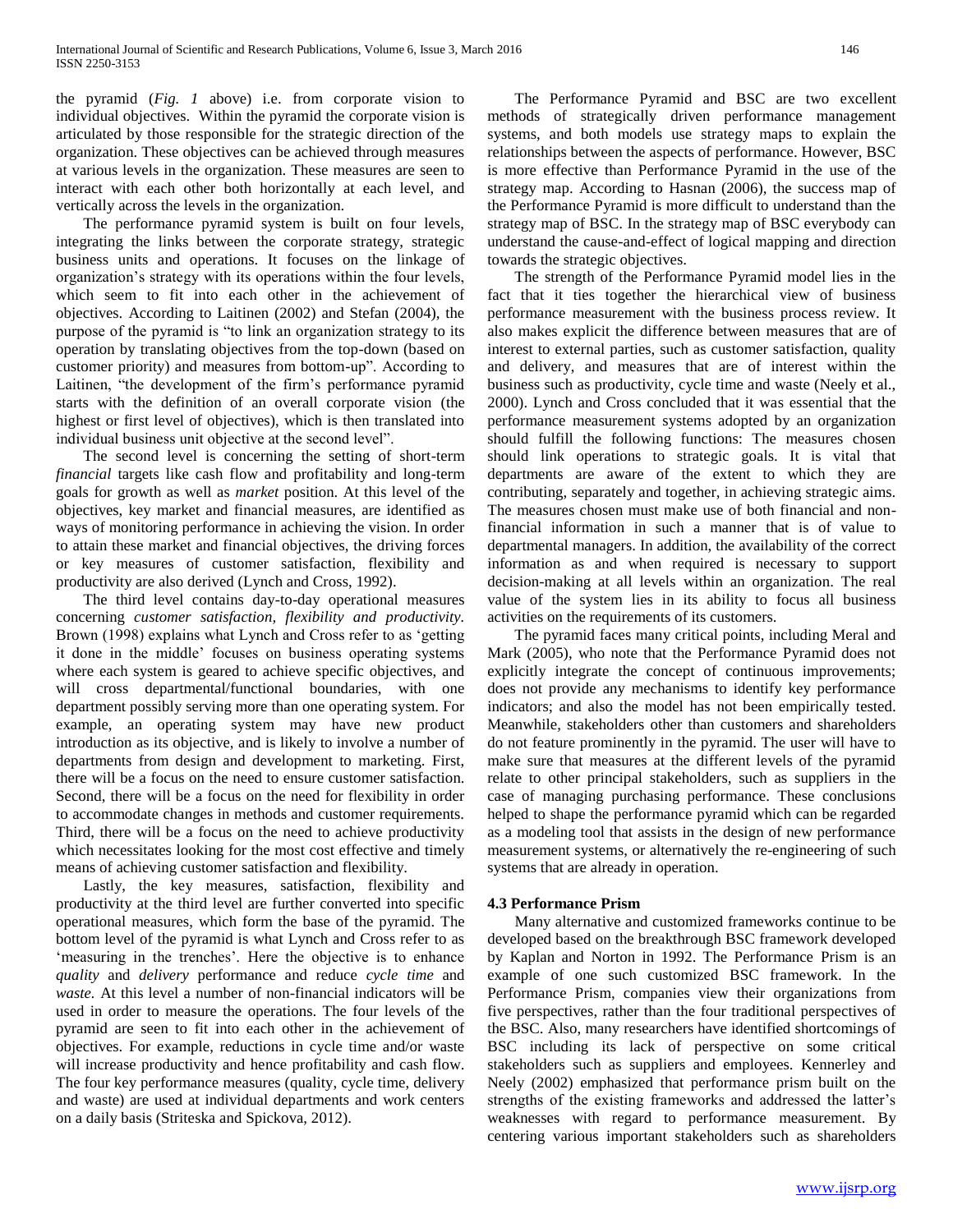the pyramid (*Fig. 1* above) i.e. from corporate vision to individual objectives. Within the pyramid the corporate vision is articulated by those responsible for the strategic direction of the organization. These objectives can be achieved through measures at various levels in the organization. These measures are seen to interact with each other both horizontally at each level, and vertically across the levels in the organization.

The performance pyramid system is built on four levels, integrating the links between the corporate strategy, strategic business units and operations. It focuses on the linkage of organization's strategy with its operations within the four levels, which seem to fit into each other in the achievement of objectives. According to Laitinen (2002) and Stefan (2004), the purpose of the pyramid is "to link an organization strategy to its operation by translating objectives from the top-down (based on customer priority) and measures from bottom-up". According to Laitinen, "the development of the firm's performance pyramid starts with the definition of an overall corporate vision (the highest or first level of objectives), which is then translated into individual business unit objective at the second level".

The second level is concerning the setting of short-term *financial* targets like cash flow and profitability and long-term goals for growth as well as *market* position. At this level of the objectives, key market and financial measures, are identified as ways of monitoring performance in achieving the vision. In order to attain these market and financial objectives, the driving forces or key measures of customer satisfaction, flexibility and productivity are also derived (Lynch and Cross, 1992).

The third level contains day-to-day operational measures concerning *customer satisfaction, flexibility and productivity*. Brown (1998) explains what Lynch and Cross refer to as 'getting it done in the middle' focuses on business operating systems where each system is geared to achieve specific objectives, and will cross departmental/functional boundaries, with one department possibly serving more than one operating system. For example, an operating system may have new product introduction as its objective, and is likely to involve a number of departments from design and development to marketing. First, there will be a focus on the need to ensure customer satisfaction. Second, there will be a focus on the need for flexibility in order to accommodate changes in methods and customer requirements. Third, there will be a focus on the need to achieve productivity which necessitates looking for the most cost effective and timely means of achieving customer satisfaction and flexibility.

Lastly, the key measures, satisfaction, flexibility and productivity at the third level are further converted into specific operational measures, which form the base of the pyramid. The bottom level of the pyramid is what Lynch and Cross refer to as 'measuring in the trenches'. Here the objective is to enhance *quality* and *delivery* performance and reduce *cycle time* and *waste*. At this level a number of non-financial indicators will be used in order to measure the operations. The four levels of the pyramid are seen to fit into each other in the achievement of objectives. For example, reductions in cycle time and/or waste will increase productivity and hence profitability and cash flow. The four key performance measures (quality, cycle time, delivery and waste) are used at individual departments and work centers on a daily basis (Striteska and Spickova, 2012).

The Performance Pyramid and BSC are two excellent methods of strategically driven performance management systems, and both models use strategy maps to explain the relationships between the aspects of performance. However, BSC is more effective than Performance Pyramid in the use of the strategy map. According to Hasnan (2006), the success map of the Performance Pyramid is more difficult to understand than the strategy map of BSC. In the strategy map of BSC everybody can understand the cause-and-effect of logical mapping and direction towards the strategic objectives.

The strength of the Performance Pyramid model lies in the fact that it ties together the hierarchical view of business performance measurement with the business process review. It also makes explicit the difference between measures that are of interest to external parties, such as customer satisfaction, quality and delivery, and measures that are of interest within the business such as productivity, cycle time and waste (Neely et al., 2000). Lynch and Cross concluded that it was essential that the performance measurement systems adopted by an organization should fulfill the following functions: The measures chosen should link operations to strategic goals. It is vital that departments are aware of the extent to which they are contributing, separately and together, in achieving strategic aims. The measures chosen must make use of both financial and non-financial information in such a manner that is of value to departmental managers. In addition, the availability of the correct information as and when required is necessary to support decision-making at all levels within an organization. The real value of the system lies in its ability to focus all business activities on the requirements of its customers.

The pyramid faces many critical points, including Meral and Mark (2005), who note that the Performance Pyramid does not explicitly integrate the concept of continuous improvements; does not provide any mechanisms to identify key performance indicators; and also the model has not been empirically tested. Meanwhile, stakeholders other than customers and shareholders do not feature prominently in the pyramid. The user will have to make sure that measures at the different levels of the pyramid relate to other principal stakeholders, such as suppliers in the case of managing purchasing performance. These conclusions helped to shape the performance pyramid which can be regarded as a modeling tool that assists in the design of new performance measurement systems, or alternatively the re-engineering of such systems that are already in operation.

### 4.3 Performance Prism

Many alternative and customized frameworks continue to be developed based on the breakthrough BSC framework developed by Kaplan and Norton in 1992. The Performance Prism is an example of one such customized BSC framework. In the Performance Prism, companies view their organizations from five perspectives, rather than the four traditional perspectives of the BSC. Also, many researchers have identified shortcomings of BSC including its lack of perspective on some critical stakeholders such as suppliers and employees. Kennerley and Neely (2002) emphasized that performance prism built on the strengths of the existing frameworks and addressed the latter's weaknesses with regard to performance measurement. By centering various important stakeholders such as shareholders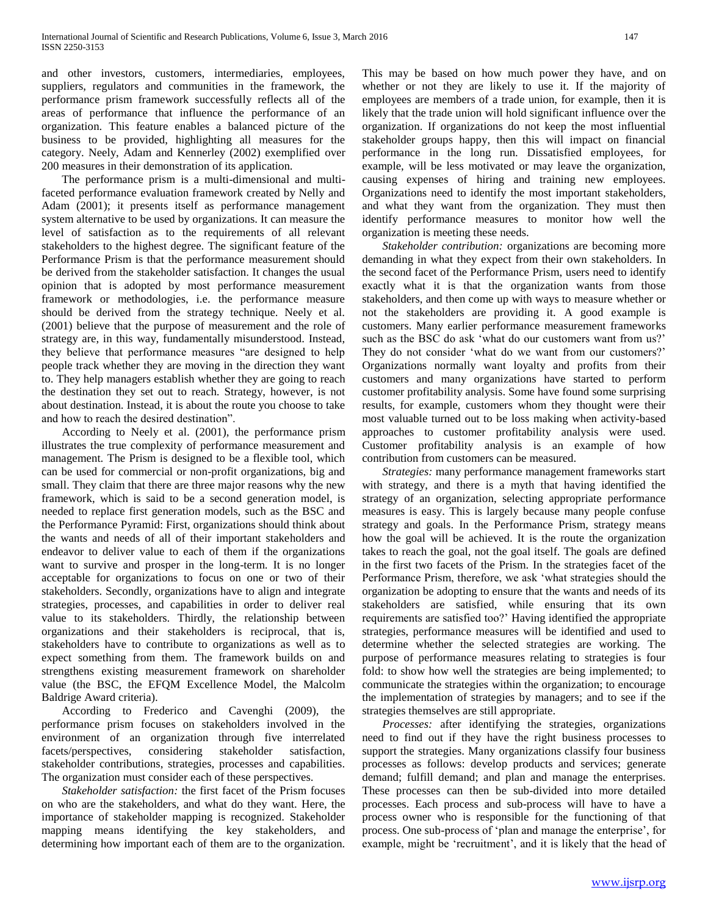and other investors, customers, intermediaries, employees, suppliers, regulators and communities in the framework, the performance prism framework successfully reflects all of the areas of performance that influence the performance of an organization. This feature enables a balanced picture of the business to be provided, highlighting all measures for the category. Neely, Adam and Kennerley (2002) exemplified over 200 measures in their demonstration of its application.

The performance prism is a multi-dimensional and multi-faceted performance evaluation framework created by Nelly and Adam (2001); it presents itself as performance management system alternative to be used by organizations. It can measure the level of satisfaction as to the requirements of all relevant stakeholders to the highest degree. The significant feature of the Performance Prism is that the performance measurement should be derived from the stakeholder satisfaction. It changes the usual opinion that is adopted by most performance measurement framework or methodologies, i.e. the performance measure should be derived from the strategy technique. Neely et al. (2001) believe that the purpose of measurement and the role of strategy are, in this way, fundamentally misunderstood. Instead, they believe that performance measures "are designed to help people track whether they are moving in the direction they want to. They help managers establish whether they are going to reach the destination they set out to reach. Strategy, however, is not about destination. Instead, it is about the route you choose to take and how to reach the desired destination".

According to Neely et al. (2001), the performance prism illustrates the true complexity of performance measurement and management. The Prism is designed to be a flexible tool, which can be used for commercial or non-profit organizations, big and small. They claim that there are three major reasons why the new framework, which is said to be a second generation model, is needed to replace first generation models, such as the BSC and the Performance Pyramid: First, organizations should think about the wants and needs of all of their important stakeholders and endeavor to deliver value to each of them if the organizations want to survive and prosper in the long-term. It is no longer acceptable for organizations to focus on one or two of their stakeholders. Secondly, organizations have to align and integrate strategies, processes, and capabilities in order to deliver real value to its stakeholders. Thirdly, the relationship between organizations and their stakeholders is reciprocal, that is, stakeholders have to contribute to organizations as well as to expect something from them. The framework builds on and strengthens existing measurement framework on shareholder value (the BSC, the EFQM Excellence Model, the Malcolm Baldrige Award criteria).

According to Frederico and Cavenghi (2009), the performance prism focuses on stakeholders involved in the environment of an organization through five interrelated facets/perspectives, considering stakeholder satisfaction, stakeholder contributions, strategies, processes and capabilities. The organization must consider each of these perspectives.

*Stakeholder satisfaction:* the first facet of the Prism focuses on who are the stakeholders, and what do they want. Here, the importance of stakeholder mapping is recognized. Stakeholder mapping means identifying the key stakeholders, and determining how important each of them are to the organization. This may be based on how much power they have, and on whether or not they are likely to use it. If the majority of employees are members of a trade union, for example, then it is likely that the trade union will hold significant influence over the organization. If organizations do not keep the most influential stakeholder groups happy, then this will impact on financial performance in the long run. Dissatisfied employees, for example, will be less motivated or may leave the organization, causing expenses of hiring and training new employees. Organizations need to identify the most important stakeholders, and what they want from the organization. They must then identify performance measures to monitor how well the organization is meeting these needs.

*Stakeholder contribution:* organizations are becoming more demanding in what they expect from their own stakeholders. In the second facet of the Performance Prism, users need to identify exactly what it is that the organization wants from those stakeholders, and then come up with ways to measure whether or not the stakeholders are providing it. A good example is customers. Many earlier performance measurement frameworks such as the BSC do ask 'what do our customers want from us?' They do not consider 'what do we want from our customers?' Organizations normally want loyalty and profits from their customers and many organizations have started to perform customer profitability analysis. Some have found some surprising results, for example, customers whom they thought were their most valuable turned out to be loss making when activity-based approaches to customer profitability analysis were used. Customer profitability analysis is an example of how contribution from customers can be measured.

*Strategies:* many performance management frameworks start with strategy, and there is a myth that having identified the strategy of an organization, selecting appropriate performance measures is easy. This is largely because many people confuse strategy and goals. In the Performance Prism, strategy means how the goal will be achieved. It is the route the organization takes to reach the goal, not the goal itself. The goals are defined in the first two facets of the Prism. In the strategies facet of the Performance Prism, therefore, we ask 'what strategies should the organization be adopting to ensure that the wants and needs of its stakeholders are satisfied, while ensuring that its own requirements are satisfied too?' Having identified the appropriate strategies, performance measures will be identified and used to determine whether the selected strategies are working. The purpose of performance measures relating to strategies is four fold: to show how well the strategies are being implemented; to communicate the strategies within the organization; to encourage the implementation of strategies by managers; and to see if the strategies themselves are still appropriate.

*Processes:* after identifying the strategies, organizations need to find out if they have the right business processes to support the strategies. Many organizations classify four business processes as follows: develop products and services; generate demand; fulfill demand; and plan and manage the enterprises. These processes can then be sub-divided into more detailed processes. Each process and sub-process will have to have a process owner who is responsible for the functioning of that process. One sub-process of 'plan and manage the enterprise', for example, might be 'recruitment', and it is likely that the head of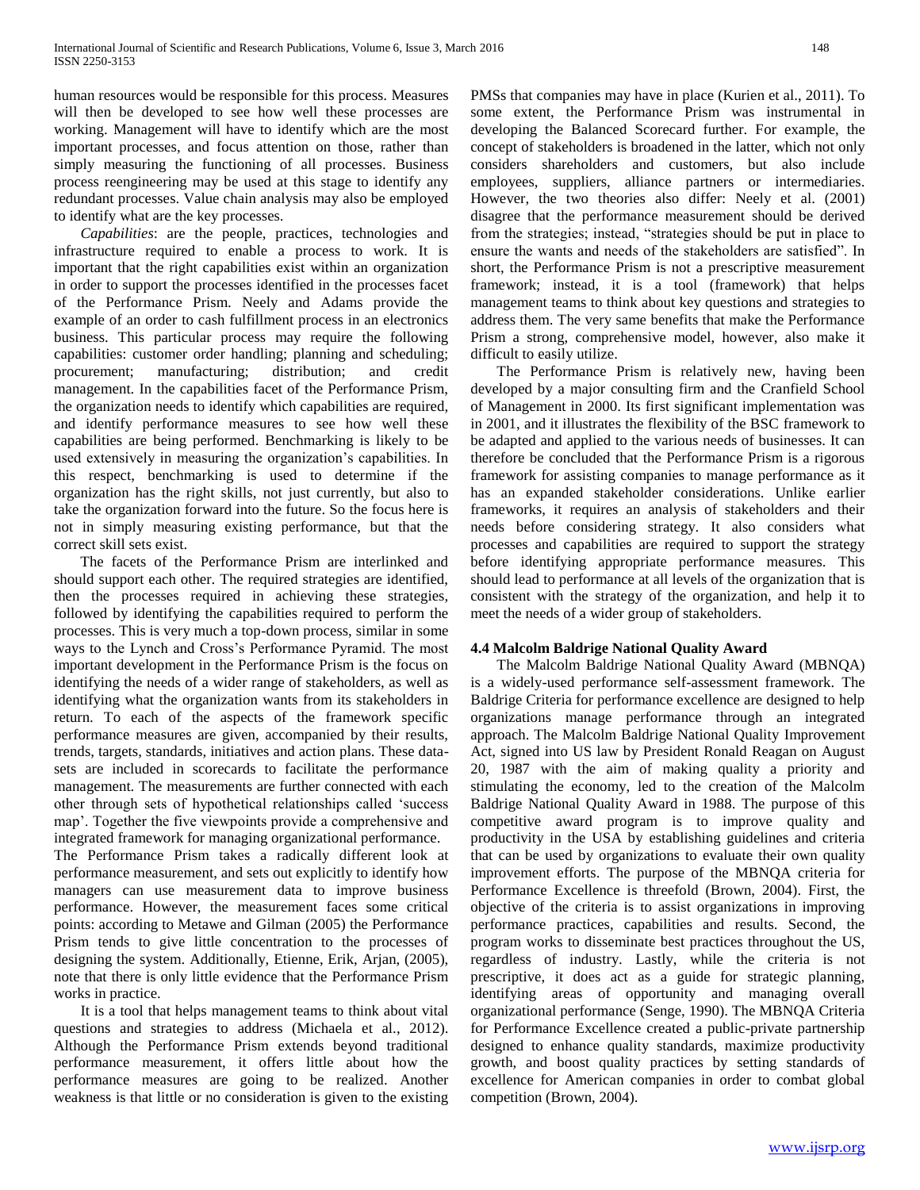human resources would be responsible for this process. Measures will then be developed to see how well these processes are working. Management will have to identify which are the most important processes, and focus attention on those, rather than simply measuring the functioning of all processes. Business process reengineering may be used at this stage to identify any redundant processes. Value chain analysis may also be employed to identify what are the key processes.

*Capabilities*: are the people, practices, technologies and infrastructure required to enable a process to work. It is important that the right capabilities exist within an organization in order to support the processes identified in the processes facet of the Performance Prism. Neely and Adams provide the example of an order to cash fulfillment process in an electronics business. This particular process may require the following capabilities: customer order handling; planning and scheduling; procurement; manufacturing; distribution; and credit management. In the capabilities facet of the Performance Prism, the organization needs to identify which capabilities are required, and identify performance measures to see how well these capabilities are being performed. Benchmarking is likely to be used extensively in measuring the organization's capabilities. In this respect, benchmarking is used to determine if the organization has the right skills, not just currently, but also to take the organization forward into the future. So the focus here is not in simply measuring existing performance, but that the correct skill sets exist.

The facets of the Performance Prism are interlinked and should support each other. The required strategies are identified, then the processes required in achieving these strategies, followed by identifying the capabilities required to perform the processes. This is very much a top-down process, similar in some ways to the Lynch and Cross's Performance Pyramid. The most important development in the Performance Prism is the focus on identifying the needs of a wider range of stakeholders, as well as identifying what the organization wants from its stakeholders in return. To each of the aspects of the framework specific performance measures are given, accompanied by their results, trends, targets, standards, initiatives and action plans. These data-sets are included in scorecards to facilitate the performance management. The measurements are further connected with each other through sets of hypothetical relationships called 'success map'. Together the five viewpoints provide a comprehensive and integrated framework for managing organizational performance.

The Performance Prism takes a radically different look at performance measurement, and sets out explicitly to identify how managers can use measurement data to improve business performance. However, the measurement faces some critical points: according to Metawe and Gilman (2005) the Performance Prism tends to give little concentration to the processes of designing the system. Additionally, Etienne, Erik, Arjan, (2005), note that there is only little evidence that the Performance Prism works in practice.

It is a tool that helps management teams to think about vital questions and strategies to address (Michaela et al., 2012). Although the Performance Prism extends beyond traditional performance measurement, it offers little about how the performance measures are going to be realized. Another weakness is that little or no consideration is given to the existing PMSs that companies may have in place (Kurien et al., 2011). To some extent, the Performance Prism was instrumental in developing the Balanced Scorecard further. For example, the concept of stakeholders is broadened in the latter, which not only considers shareholders and customers, but also include employees, suppliers, alliance partners or intermediaries. However, the two theories also differ: Neely et al. (2001) disagree that the performance measurement should be derived from the strategies; instead, "strategies should be put in place to ensure the wants and needs of the stakeholders are satisfied". In short, the Performance Prism is not a prescriptive measurement framework; instead, it is a tool (framework) that helps management teams to think about key questions and strategies to address them. The very same benefits that make the Performance Prism a strong, comprehensive model, however, also make it difficult to easily utilize.

The Performance Prism is relatively new, having been developed by a major consulting firm and the Cranfield School of Management in 2000. Its first significant implementation was in 2001, and it illustrates the flexibility of the BSC framework to be adapted and applied to the various needs of businesses. It can therefore be concluded that the Performance Prism is a rigorous framework for assisting companies to manage performance as it has an expanded stakeholder considerations. Unlike earlier frameworks, it requires an analysis of stakeholders and their needs before considering strategy. It also considers what processes and capabilities are required to support the strategy before identifying appropriate performance measures. This should lead to performance at all levels of the organization that is consistent with the strategy of the organization, and help it to meet the needs of a wider group of stakeholders.

### 4.4 Malcolm Baldrige National Quality Award

The Malcolm Baldrige National Quality Award (MBNQA) is a widely-used performance self-assessment framework. The Baldrige Criteria for performance excellence are designed to help organizations manage performance through an integrated approach. The Malcolm Baldrige National Quality Improvement Act, signed into US law by President Ronald Reagan on August 20, 1987 with the aim of making quality a priority and stimulating the economy, led to the creation of the Malcolm Baldrige National Quality Award in 1988. The purpose of this competitive award program is to improve quality and productivity in the USA by establishing guidelines and criteria that can be used by organizations to evaluate their own quality improvement efforts. The purpose of the MBNQA criteria for Performance Excellence is threefold (Brown, 2004). First, the objective of the criteria is to assist organizations in improving performance practices, capabilities and results. Second, the program works to disseminate best practices throughout the US, regardless of industry. Lastly, while the criteria is not prescriptive, it does act as a guide for strategic planning, identifying areas of opportunity and managing overall organizational performance (Senge, 1990). The MBNQA Criteria for Performance Excellence created a public-private partnership designed to enhance quality standards, maximize productivity growth, and boost quality practices by setting standards of excellence for American companies in order to combat global competition (Brown, 2004).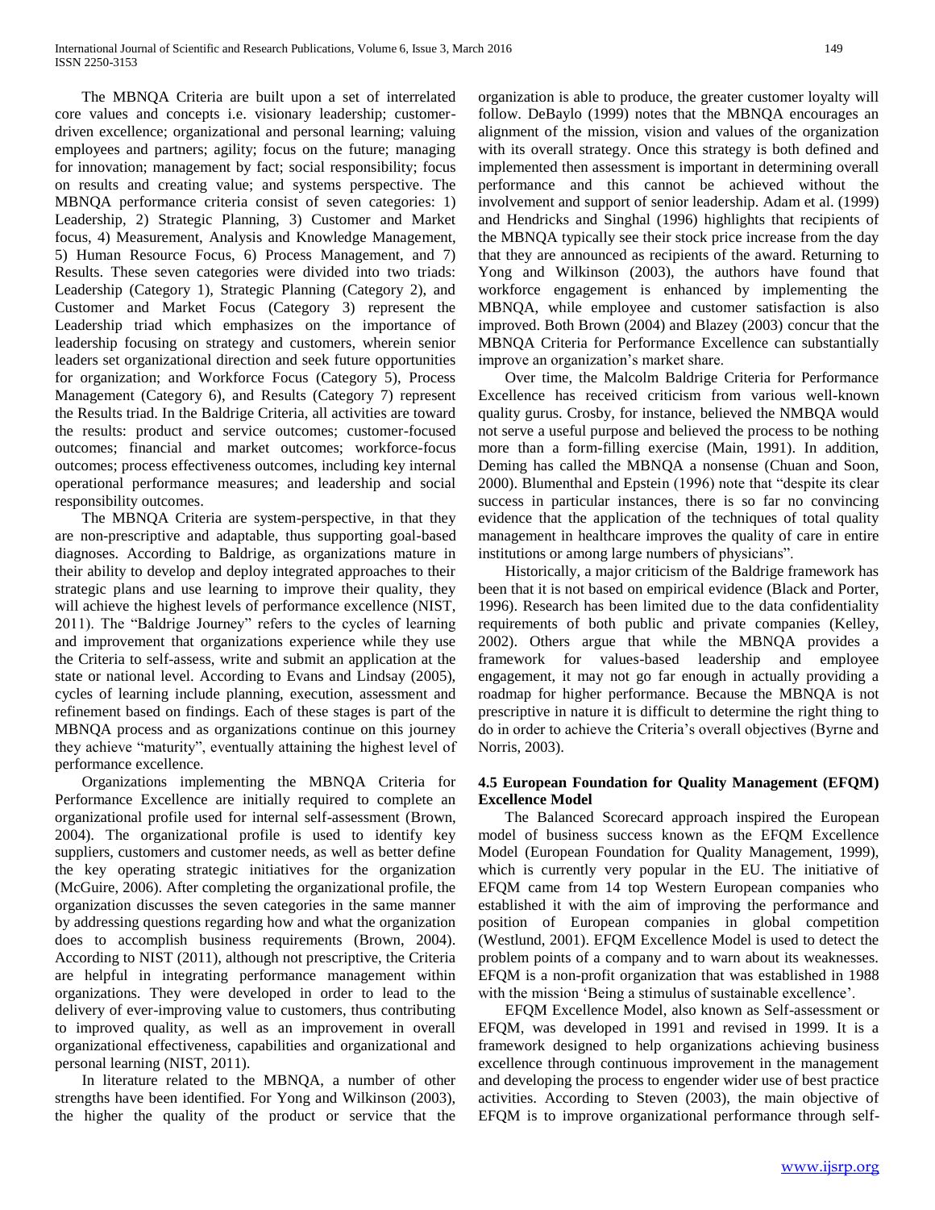The MBNQA Criteria are built upon a set of interrelated core values and concepts i.e. visionary leadership; customer-driven excellence; organizational and personal learning; valuing employees and partners; agility; focus on the future; managing for innovation; management by fact; social responsibility; focus on results and creating value; and systems perspective. The MBNQA performance criteria consist of seven categories: 1) Leadership, 2) Strategic Planning, 3) Customer and Market focus, 4) Measurement, Analysis and Knowledge Management, 5) Human Resource Focus, 6) Process Management, and 7) Results. These seven categories were divided into two triads: Leadership (Category 1), Strategic Planning (Category 2), and Customer and Market Focus (Category 3) represent the Leadership triad which emphasizes on the importance of leadership focusing on strategy and customers, wherein senior leaders set organizational direction and seek future opportunities for organization; and Workforce Focus (Category 5), Process Management (Category 6), and Results (Category 7) represent the Results triad. In the Baldrige Criteria, all activities are toward the results: product and service outcomes; customer-focused outcomes; financial and market outcomes; workforce-focus outcomes; process effectiveness outcomes, including key internal operational performance measures; and leadership and social responsibility outcomes.

The MBNQA Criteria are system-perspective, in that they are non-prescriptive and adaptable, thus supporting goal-based diagnoses. According to Baldrige, as organizations mature in their ability to develop and deploy integrated approaches to their strategic plans and use learning to improve their quality, they will achieve the highest levels of performance excellence (NIST, 2011). The "Baldrige Journey" refers to the cycles of learning and improvement that organizations experience while they use the Criteria to self-assess, write and submit an application at the state or national level. According to Evans and Lindsay (2005), cycles of learning include planning, execution, assessment and refinement based on findings. Each of these stages is part of the MBNQA process and as organizations continue on this journey they achieve "maturity", eventually attaining the highest level of performance excellence.

Organizations implementing the MBNQA Criteria for Performance Excellence are initially required to complete an organizational profile used for internal self-assessment (Brown, 2004). The organizational profile is used to identify key suppliers, customers and customer needs, as well as better define the key operating strategic initiatives for the organization (McGuire, 2006). After completing the organizational profile, the organization discusses the seven categories in the same manner by addressing questions regarding how and what the organization does to accomplish business requirements (Brown, 2004). According to NIST (2011), although not prescriptive, the Criteria are helpful in integrating performance management within organizations. They were developed in order to lead to the delivery of ever-improving value to customers, thus contributing to improved quality, as well as an improvement in overall organizational effectiveness, capabilities and organizational and personal learning (NIST, 2011).

In literature related to the MBNQA, a number of other strengths have been identified. For Yong and Wilkinson (2003), the higher the quality of the product or service that the organization is able to produce, the greater customer loyalty will follow. DeBaylo (1999) notes that the MBNQA encourages an alignment of the mission, vision and values of the organization with its overall strategy. Once this strategy is both defined and implemented then assessment is important in determining overall performance and this cannot be achieved without the involvement and support of senior leadership. Adam et al. (1999) and Hendricks and Singhal (1996) highlights that recipients of the MBNQA typically see their stock price increase from the day that they are announced as recipients of the award. Returning to Yong and Wilkinson (2003), the authors have found that workforce engagement is enhanced by implementing the MBNQA, while employee and customer satisfaction is also improved. Both Brown (2004) and Blazey (2003) concur that the MBNQA Criteria for Performance Excellence can substantially improve an organization's market share.

Over time, the Malcolm Baldrige Criteria for Performance Excellence has received criticism from various well-known quality gurus. Crosby, for instance, believed the NMBQA would not serve a useful purpose and believed the process to be nothing more than a form-filling exercise (Main, 1991). In addition, Deming has called the MBNQA a nonsense (Chuan and Soon, 2000). Blumenthal and Epstein (1996) note that "despite its clear success in particular instances, there is so far no convincing evidence that the application of the techniques of total quality management in healthcare improves the quality of care in entire institutions or among large numbers of physicians".

Historically, a major criticism of the Baldrige framework has been that it is not based on empirical evidence (Black and Porter, 1996). Research has been limited due to the data confidentiality requirements of both public and private companies (Kelley, 2002). Others argue that while the MBNQA provides a framework for values-based leadership and employee engagement, it may not go far enough in actually providing a roadmap for higher performance. Because the MBNQA is not prescriptive in nature it is difficult to determine the right thing to do in order to achieve the Criteria's overall objectives (Byrne and Norris, 2003).

### 4.5 European Foundation for Quality Management (EFQM) Excellence Model

The Balanced Scorecard approach inspired the European model of business success known as the EFQM Excellence Model (European Foundation for Quality Management, 1999), which is currently very popular in the EU. The initiative of EFQM came from 14 top Western European companies who established it with the aim of improving the performance and position of European companies in global competition (Westlund, 2001). EFQM Excellence Model is used to detect the problem points of a company and to warn about its weaknesses. EFQM is a non-profit organization that was established in 1988 with the mission 'Being a stimulus of sustainable excellence'.

EFQM Excellence Model, also known as Self-assessment or EFQM, was developed in 1991 and revised in 1999. It is a framework designed to help organizations achieving business excellence through continuous improvement in the management and developing the process to engender wider use of best practice activities. According to Steven (2003), the main objective of EFQM is to improve organizational performance through self-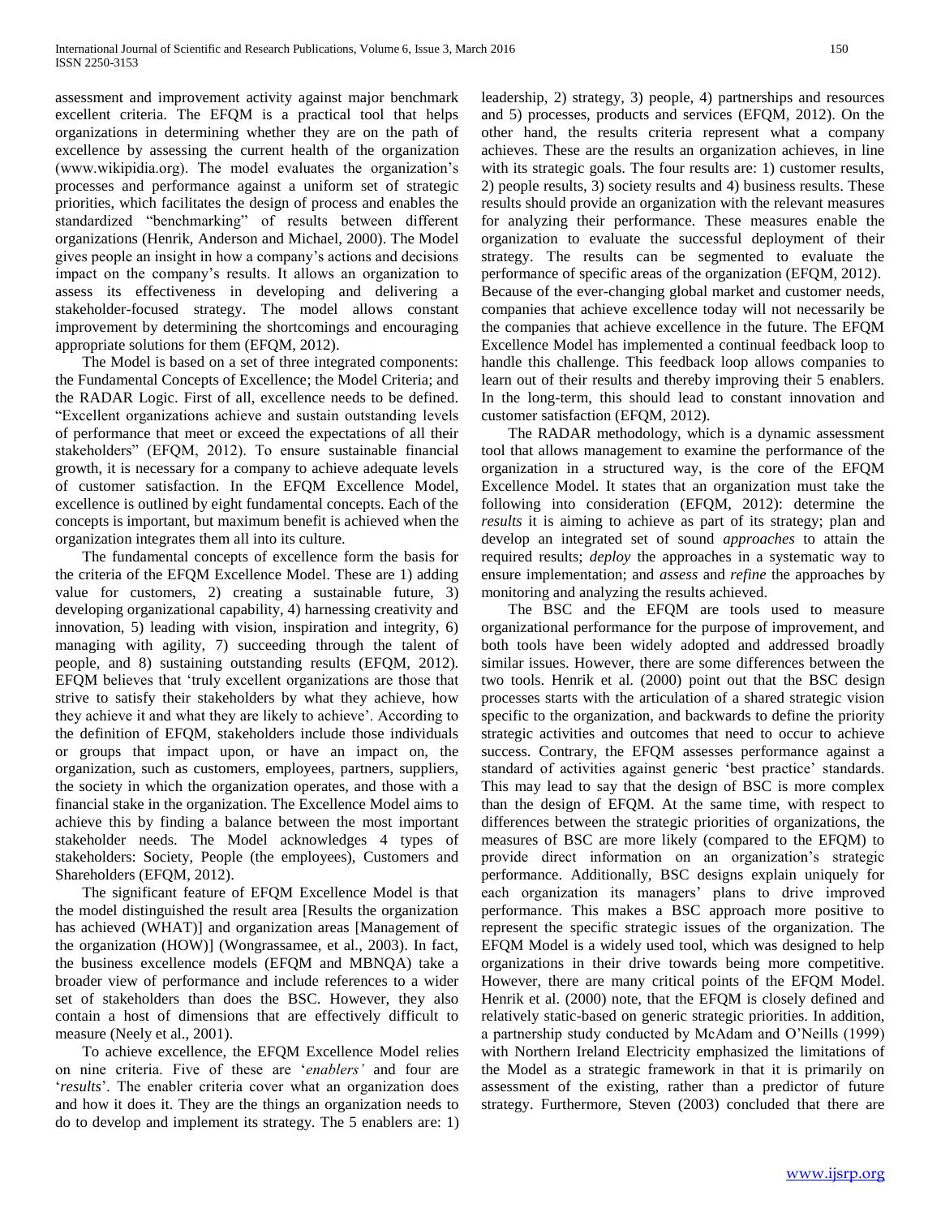assessment and improvement activity against major benchmark excellent criteria. The EFQM is a practical tool that helps organizations in determining whether they are on the path of excellence by assessing the current health of the organization (www.wikipidia.org). The model evaluates the organization's processes and performance against a uniform set of strategic priorities, which facilitates the design of process and enables the standardized "benchmarking" of results between different organizations (Henrik, Anderson and Michael, 2000). The Model gives people an insight in how a company's actions and decisions impact on the company's results. It allows an organization to assess its effectiveness in developing and delivering a stakeholder-focused strategy. The model allows constant improvement by determining the shortcomings and encouraging appropriate solutions for them (EFQM, 2012).

The Model is based on a set of three integrated components: the Fundamental Concepts of Excellence; the Model Criteria; and the RADAR Logic. First of all, excellence needs to be defined. "Excellent organizations achieve and sustain outstanding levels of performance that meet or exceed the expectations of all their stakeholders" (EFQM, 2012). To ensure sustainable financial growth, it is necessary for a company to achieve adequate levels of customer satisfaction. In the EFQM Excellence Model, excellence is outlined by eight fundamental concepts. Each of the concepts is important, but maximum benefit is achieved when the organization integrates them all into its culture.

The fundamental concepts of excellence form the basis for the criteria of the EFQM Excellence Model. These are 1) adding value for customers, 2) creating a sustainable future, 3) developing organizational capability, 4) harnessing creativity and innovation, 5) leading with vision, inspiration and integrity, 6) managing with agility, 7) succeeding through the talent of people, and 8) sustaining outstanding results (EFQM, 2012). EFQM believes that 'truly excellent organizations are those that strive to satisfy their stakeholders by what they achieve, how they achieve it and what they are likely to achieve'. According to the definition of EFQM, stakeholders include those individuals or groups that impact upon, or have an impact on, the organization, such as customers, employees, partners, suppliers, the society in which the organization operates, and those with a financial stake in the organization. The Excellence Model aims to achieve this by finding a balance between the most important stakeholder needs. The Model acknowledges 4 types of stakeholders: Society, People (the employees), Customers and Shareholders (EFQM, 2012).

The significant feature of EFQM Excellence Model is that the model distinguished the result area [Results the organization has achieved (WHAT)] and organization areas [Management of the organization (HOW)] (Wongrassamee, et al., 2003). In fact, the business excellence models (EFQM and MBNQA) take a broader view of performance and include references to a wider set of stakeholders than does the BSC. However, they also contain a host of dimensions that are effectively difficult to measure (Neely et al., 2001).

To achieve excellence, the EFQM Excellence Model relies on nine criteria. Five of these are '*enablers'* and four are '*results*'. The enabler criteria cover what an organization does and how it does it. They are the things an organization needs to do to develop and implement its strategy. The 5 enablers are: 1) leadership, 2) strategy, 3) people, 4) partnerships and resources and 5) processes, products and services (EFQM, 2012). On the other hand, the results criteria represent what a company achieves. These are the results an organization achieves, in line with its strategic goals. The four results are: 1) customer results, 2) people results, 3) society results and 4) business results. These results should provide an organization with the relevant measures for analyzing their performance. These measures enable the organization to evaluate the successful deployment of their strategy. The results can be segmented to evaluate the performance of specific areas of the organization (EFQM, 2012). Because of the ever-changing global market and customer needs, companies that achieve excellence today will not necessarily be the companies that achieve excellence in the future. The EFQM Excellence Model has implemented a continual feedback loop to handle this challenge. This feedback loop allows companies to learn out of their results and thereby improving their 5 enablers. In the long-term, this should lead to constant innovation and customer satisfaction (EFQM, 2012).

The RADAR methodology, which is a dynamic assessment tool that allows management to examine the performance of the organization in a structured way, is the core of the EFQM Excellence Model. It states that an organization must take the following into consideration (EFQM, 2012): determine the *results* it is aiming to achieve as part of its strategy; plan and develop an integrated set of sound *approaches* to attain the required results; *deploy* the approaches in a systematic way to ensure implementation; and *assess* and *refine* the approaches by monitoring and analyzing the results achieved.

The BSC and the EFQM are tools used to measure organizational performance for the purpose of improvement, and both tools have been widely adopted and addressed broadly similar issues. However, there are some differences between the two tools. Henrik et al. (2000) point out that the BSC design processes starts with the articulation of a shared strategic vision specific to the organization, and backwards to define the priority strategic activities and outcomes that need to occur to achieve success. Contrary, the EFQM assesses performance against a standard of activities against generic 'best practice' standards. This may lead to say that the design of BSC is more complex than the design of EFQM. At the same time, with respect to differences between the strategic priorities of organizations, the measures of BSC are more likely (compared to the EFQM) to provide direct information on an organization's strategic performance. Additionally, BSC designs explain uniquely for each organization its managers' plans to drive improved performance. This makes a BSC approach more positive to represent the specific strategic issues of the organization. The EFQM Model is a widely used tool, which was designed to help organizations in their drive towards being more competitive. However, there are many critical points of the EFQM Model. Henrik et al. (2000) note, that the EFQM is closely defined and relatively static-based on generic strategic priorities. In addition, a partnership study conducted by McAdam and O'Neills (1999) with Northern Ireland Electricity emphasized the limitations of the Model as a strategic framework in that it is primarily on assessment of the existing, rather than a predictor of future strategy. Furthermore, Steven (2003) concluded that there are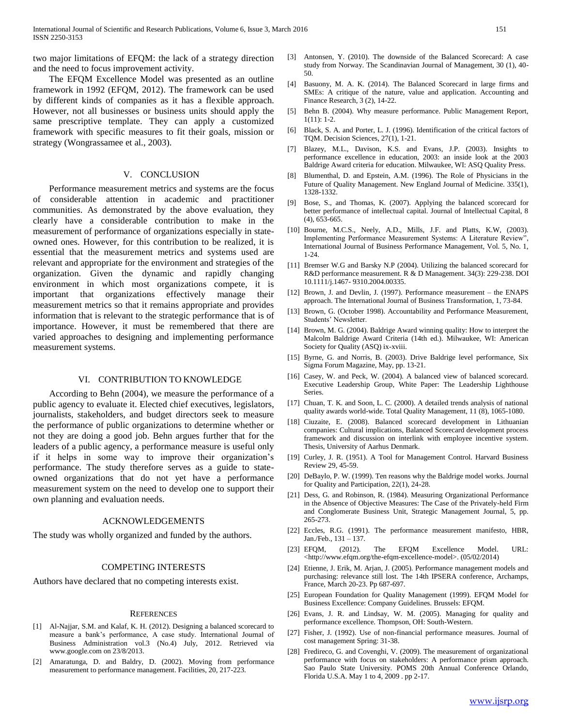two major limitations of EFQM: the lack of a strategy direction and the need to focus improvement activity.

The EFQM Excellence Model was presented as an outline framework in 1992 (EFQM, 2012). The framework can be used by different kinds of companies as it has a flexible approach. However, not all businesses or business units should apply the same prescriptive template. They can apply a customized framework with specific measures to fit their goals, mission or strategy (Wongrassamee et al., 2003).

## V. CONCLUSION

Performance measurement metrics and systems are the focus of considerable attention in academic and practitioner communities. As demonstrated by the above evaluation, they clearly have a considerable contribution to make in the measurement of performance of organizations especially in state-owned ones. However, for this contribution to be realized, it is essential that the measurement metrics and systems used are relevant and appropriate for the environment and strategies of the organization. Given the dynamic and rapidly changing environment in which most organizations compete, it is important that organizations effectively manage their measurement metrics so that it remains appropriate and provides information that is relevant to the strategic performance that is of importance. However, it must be remembered that there are varied approaches to designing and implementing performance measurement systems.

## VI. CONTRIBUTION TO KNOWLEDGE

According to Behn (2004), we measure the performance of a public agency to evaluate it. Elected chief executives, legislators, journalists, stakeholders, and budget directors seek to measure the performance of public organizations to determine whether or not they are doing a good job. Behn argues further that for the leaders of a public agency, a performance measure is useful only if it helps in some way to improve their organization's performance. The study therefore serves as a guide to state-owned organizations that do not yet have a performance measurement system on the need to develop one to support their own planning and evaluation needs.

## ACKNOWLEDGEMENTS

The study was wholly organized and funded by the authors.

## COMPETING INTERESTS

Authors have declared that no competing interests exist.

## REFERENCES

[1] Al-Najjar, S.M. and Kalaf, K. H. (2012). Designing a balanced scorecard to measure a bank's performance, A case study. International Journal of Business Administration vol.3 (No.4) July, 2012. Retrieved via www.google.com on 23/8/2013.

[2] Amaratunga, D. and Baldry, D. (2002). Moving from performance measurement to performance management. Facilities, 20, 217-223.

[3] Antonsen, Y. (2010). The downside of the Balanced Scorecard: A case study from Norway. The Scandinavian Journal of Management, 30 (1), 40-50.

[4] Basuony, M. A. K. (2014). The Balanced Scorecard in large firms and SMEs: A critique of the nature, value and application. Accounting and Finance Research, 3 (2), 14-22.

[5] Behn B. (2004). Why measure performance. Public Management Report, 1(11): 1-2.

[6] Black, S. A. and Porter, L. J. (1996). Identification of the critical factors of TQM. Decision Sciences, 27(1), 1-21.

[7] Blazey, M.L., Davison, K.S. and Evans, J.P. (2003). Insights to performance excellence in education, 2003: an inside look at the 2003 Baldrige Award criteria for education. Milwaukee, WI: ASQ Quality Press.

[8] Blumenthal, D. and Epstein, A.M. (1996). The Role of Physicians in the Future of Quality Management. New England Journal of Medicine. 335(1), 1328-1332.

[9] Bose, S., and Thomas, K. (2007). Applying the balanced scorecard for better performance of intellectual capital. Journal of Intellectual Capital, 8 (4), 653-665.

[10] Bourne, M.C.S., Neely, A.D., Mills, J.F. and Platts, K.W, (2003). Implementing Performance Measurement Systems: A Literature Review", International Journal of Business Performance Management, Vol. 5, No. 1, 1-24.

[11] Bremser W.G and Barsky N.P (2004). Utilizing the balanced scorecard for R&D performance measurement. R & D Management. 34(3): 229-238. DOI 10.1111/j.1467- 9310.2004.00335.

[12] Brown, J. and Devlin, J. (1997). Performance measurement – the ENAPS approach. The International Journal of Business Transformation, 1, 73-84.

[13] Brown, G. (October 1998). Accountability and Performance Measurement, Students' Newsletter.

[14] Brown, M. G. (2004). Baldrige Award winning quality: How to interpret the Malcolm Baldrige Award Criteria (14th ed.). Milwaukee, WI: American Society for Quality (ASQ) ix-xviii.

[15] Byrne, G. and Norris, B. (2003). Drive Baldrige level performance, Six Sigma Forum Magazine, May, pp. 13-21.

[16] Casey, W. and Peck, W. (2004). A balanced view of balanced scorecard. Executive Leadership Group, White Paper: The Leadership Lighthouse Series.

[17] Chuan, T. K. and Soon, L. C. (2000). A detailed trends analysis of national quality awards world-wide. Total Quality Management, 11 (8), 1065-1080.

[18] Ciuzaite, E. (2008). Balanced scorecard development in Lithuanian companies: Cultural implications, Balanced Scorecard development process framework and discussion on interlink with employee incentive system. Thesis, University of Aarhus Denmark.

[19] Curley, J. R. (1951). A Tool for Management Control. Harvard Business Review 29, 45-59.

[20] DeBaylo, P. W. (1999). Ten reasons why the Baldrige model works. Journal for Quality and Participation, 22(1), 24-28.

[21] Dess, G. and Robinson, R. (1984). Measuring Organizational Performance in the Absence of Objective Measures: The Case of the Privately-held Firm and Conglomerate Business Unit, Strategic Management Journal, 5, pp. 265-273.

[22] Eccles, R.G. (1991). The performance measurement manifesto, HBR, Jan./Feb., 131 – 137.

[23] EFQM, (2012). The EFQM Excellence Model. URL: <http://www.efqm.org/the-efqm-excellence-model>. (05/02/2014)

[24] Etienne, J. Erik, M. Arjan, J. (2005). Performance management models and purchasing: relevance still lost. The 14th IPSERA conference, Archamps, France, March 20-23. Pp 687-697.

[25] European Foundation for Quality Management (1999). EFQM Model for Business Excellence: Company Guidelines. Brussels: EFQM.

[26] Evans, J. R. and Lindsay, W. M. (2005). Managing for quality and performance excellence. Thompson, OH: South-Western.

[27] Fisher, J. (1992). Use of non-financial performance measures. Journal of cost management Spring: 31-38.

[28] Fredireco, G. and Covenghi, V. (2009). The measurement of organizational performance with focus on stakeholders: A performance prism approach. Sao Paulo State University. POMS 20th Annual Conference Orlando, Florida U.S.A. May 1 to 4, 2009 . pp 2-17.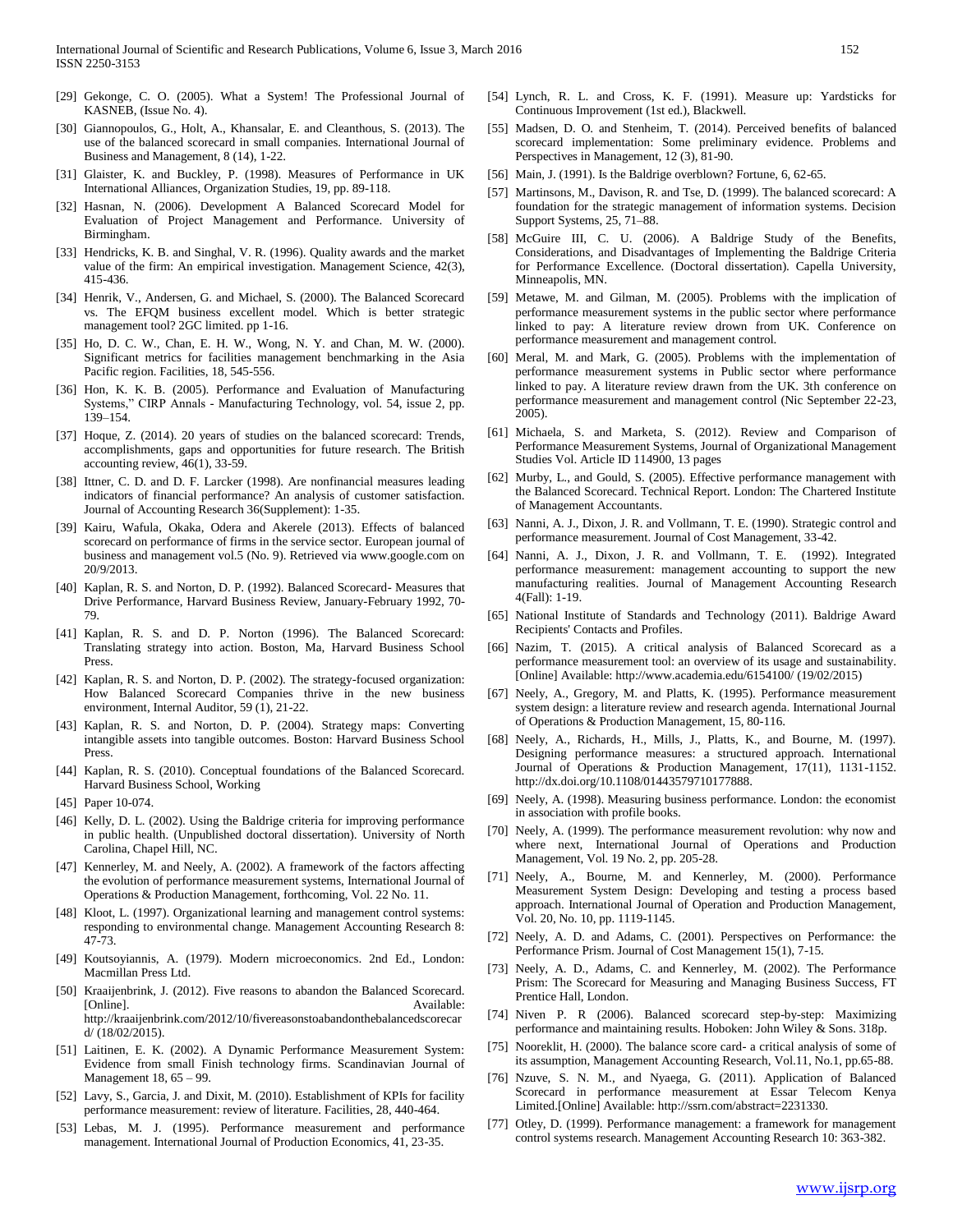[29] Gekonge, C. O. (2005). What a System! The Professional Journal of KASNEB, (Issue No. 4).

[30] Giannopoulos, G., Holt, A., Khansalar, E. and Cleanthous, S. (2013). The use of the balanced scorecard in small companies. International Journal of Business and Management, 8 (14), 1-22.

[31] Glaister, K. and Buckley, P. (1998). Measures of Performance in UK International Alliances, Organization Studies, 19, pp. 89-118.

[32] Hasnan, N. (2006). Development A Balanced Scorecard Model for Evaluation of Project Management and Performance. University of Birmingham.

[33] Hendricks, K. B. and Singhal, V. R. (1996). Quality awards and the market value of the firm: An empirical investigation. Management Science, 42(3), 415-436.

[34] Henrik, V., Andersen, G. and Michael, S. (2000). The Balanced Scorecard vs. The EFQM business excellent model. Which is better strategic management tool? 2GC limited. pp 1-16.

[35] Ho, D. C. W., Chan, E. H. W., Wong, N. Y. and Chan, M. W. (2000). Significant metrics for facilities management benchmarking in the Asia Pacific region. Facilities, 18, 545-556.

[36] Hon, K. K. B. (2005). Performance and Evaluation of Manufacturing Systems," CIRP Annals - Manufacturing Technology, vol. 54, issue 2, pp. 139–154.

[37] Hoque, Z. (2014). 20 years of studies on the balanced scorecard: Trends, accomplishments, gaps and opportunities for future research. The British accounting review, 46(1), 33-59.

[38] Ittner, C. D. and D. F. Larcker (1998). Are nonfinancial measures leading indicators of financial performance? An analysis of customer satisfaction. Journal of Accounting Research 36(Supplement): 1-35.

[39] Kairu, Wafula, Okaka, Odera and Akerele (2013). Effects of balanced scorecard on performance of firms in the service sector. European journal of business and management vol.5 (No. 9). Retrieved via www.google.com on 20/9/2013.

[40] Kaplan, R. S. and Norton, D. P. (1992). Balanced Scorecard- Measures that Drive Performance, Harvard Business Review, January-February 1992, 70-79.

[41] Kaplan, R. S. and D. P. Norton (1996). The Balanced Scorecard: Translating strategy into action. Boston, Ma, Harvard Business School Press.

[42] Kaplan, R. S. and Norton, D. P. (2002). The strategy-focused organization: How Balanced Scorecard Companies thrive in the new business environment, Internal Auditor, 59 (1), 21-22.

[43] Kaplan, R. S. and Norton, D. P. (2004). Strategy maps: Converting intangible assets into tangible outcomes. Boston: Harvard Business School Press.

[44] Kaplan, R. S. (2010). Conceptual foundations of the Balanced Scorecard. Harvard Business School, Working

[45] Paper 10-074.

[46] Kelly, D. L. (2002). Using the Baldrige criteria for improving performance in public health. (Unpublished doctoral dissertation). University of North Carolina, Chapel Hill, NC.

[47] Kennerley, M. and Neely, A. (2002). A framework of the factors affecting the evolution of performance measurement systems, International Journal of Operations & Production Management, forthcoming, Vol. 22 No. 11.

[48] Kloot, L. (1997). Organizational learning and management control systems: responding to environmental change. Management Accounting Research 8: 47-73.

[49] Koutsoyiannis, A. (1979). Modern microeconomics. 2nd Ed., London: Macmillan Press Ltd.

[50] Kraaijenbrink, J. (2012). Five reasons to abandon the Balanced Scorecard. [Online]. Available: http://kraaijenbrink.com/2012/10/fivereasonstoabandonthebalancedscorecard/ (18/02/2015).

[51] Laitinen, E. K. (2002). A Dynamic Performance Measurement System: Evidence from small Finish technology firms. Scandinavian Journal of Management 18, 65 – 99.

[52] Lavy, S., Garcia, J. and Dixit, M. (2010). Establishment of KPIs for facility performance measurement: review of literature. Facilities, 28, 440-464.

[53] Lebas, M. J. (1995). Performance measurement and performance management. International Journal of Production Economics, 41, 23-35.

[54] Lynch, R. L. and Cross, K. F. (1991). Measure up: Yardsticks for Continuous Improvement (1st ed.), Blackwell.

[55] Madsen, D. O. and Stenheim, T. (2014). Perceived benefits of balanced scorecard implementation: Some preliminary evidence. Problems and Perspectives in Management, 12 (3), 81-90.

[56] Main, J. (1991). Is the Baldrige overblown? Fortune, 6, 62-65.

[57] Martinsons, M., Davison, R. and Tse, D. (1999). The balanced scorecard: A foundation for the strategic management of information systems. Decision Support Systems, 25, 71–88.

[58] McGuire III, C. U. (2006). A Baldrige Study of the Benefits, Considerations, and Disadvantages of Implementing the Baldrige Criteria for Performance Excellence. (Doctoral dissertation). Capella University, Minneapolis, MN.

[59] Metawe, M. and Gilman, M. (2005). Problems with the implication of performance measurement systems in the public sector where performance linked to pay: A literature review drown from UK. Conference on performance measurement and management control.

[60] Meral, M. and Mark, G. (2005). Problems with the implementation of performance measurement systems in Public sector where performance linked to pay. A literature review drawn from the UK. 3th conference on performance measurement and management control (Nic September 22-23, 2005).

[61] Michaela, S. and Marketa, S. (2012). Review and Comparison of Performance Measurement Systems, Journal of Organizational Management Studies Vol. Article ID 114900, 13 pages

[62] Murby, L., and Gould, S. (2005). Effective performance management with the Balanced Scorecard. Technical Report. London: The Chartered Institute of Management Accountants.

[63] Nanni, A. J., Dixon, J. R. and Vollmann, T. E. (1990). Strategic control and performance measurement. Journal of Cost Management, 33-42.

[64] Nanni, A. J., Dixon, J. R. and Vollmann, T. E. (1992). Integrated performance measurement: management accounting to support the new manufacturing realities. Journal of Management Accounting Research 4(Fall): 1-19.

[65] National Institute of Standards and Technology (2011). Baldrige Award Recipients' Contacts and Profiles.

[66] Nazim, T. (2015). A critical analysis of Balanced Scorecard as a performance measurement tool: an overview of its usage and sustainability. [Online] Available: http://www.academia.edu/6154100/ (19/02/2015)

[67] Neely, A., Gregory, M. and Platts, K. (1995). Performance measurement system design: a literature review and research agenda. International Journal of Operations & Production Management, 15, 80-116.

[68] Neely, A., Richards, H., Mills, J., Platts, K., and Bourne, M. (1997). Designing performance measures: a structured approach. International Journal of Operations & Production Management, 17(11), 1131-1152. http://dx.doi.org/10.1108/01443579710177888.

[69] Neely, A. (1998). Measuring business performance. London: the economist in association with profile books.

[70] Neely, A. (1999). The performance measurement revolution: why now and where next, International Journal of Operations and Production Management, Vol. 19 No. 2, pp. 205-28.

[71] Neely, A., Bourne, M. and Kennerley, M. (2000). Performance Measurement System Design: Developing and testing a process based approach. International Journal of Operation and Production Management, Vol. 20, No. 10, pp. 1119-1145.

[72] Neely, A. D. and Adams, C. (2001). Perspectives on Performance: the Performance Prism. Journal of Cost Management 15(1), 7-15.

[73] Neely, A. D., Adams, C. and Kennerley, M. (2002). The Performance Prism: The Scorecard for Measuring and Managing Business Success, FT Prentice Hall, London.

[74] Niven P. R (2006). Balanced scorecard step-by-step: Maximizing performance and maintaining results. Hoboken: John Wiley & Sons. 318p.

[75] Nooreklit, H. (2000). The balance score card- a critical analysis of some of its assumption, Management Accounting Research, Vol.11, No.1, pp.65-88.

[76] Nzuve, S. N. M., and Nyaega, G. (2011). Application of Balanced Scorecard in performance measurement at Essar Telecom Kenya Limited.[Online] Available: http://ssrn.com/abstract=2231330.

[77] Otley, D. (1999). Performance management: a framework for management control systems research. Management Accounting Research 10: 363-382.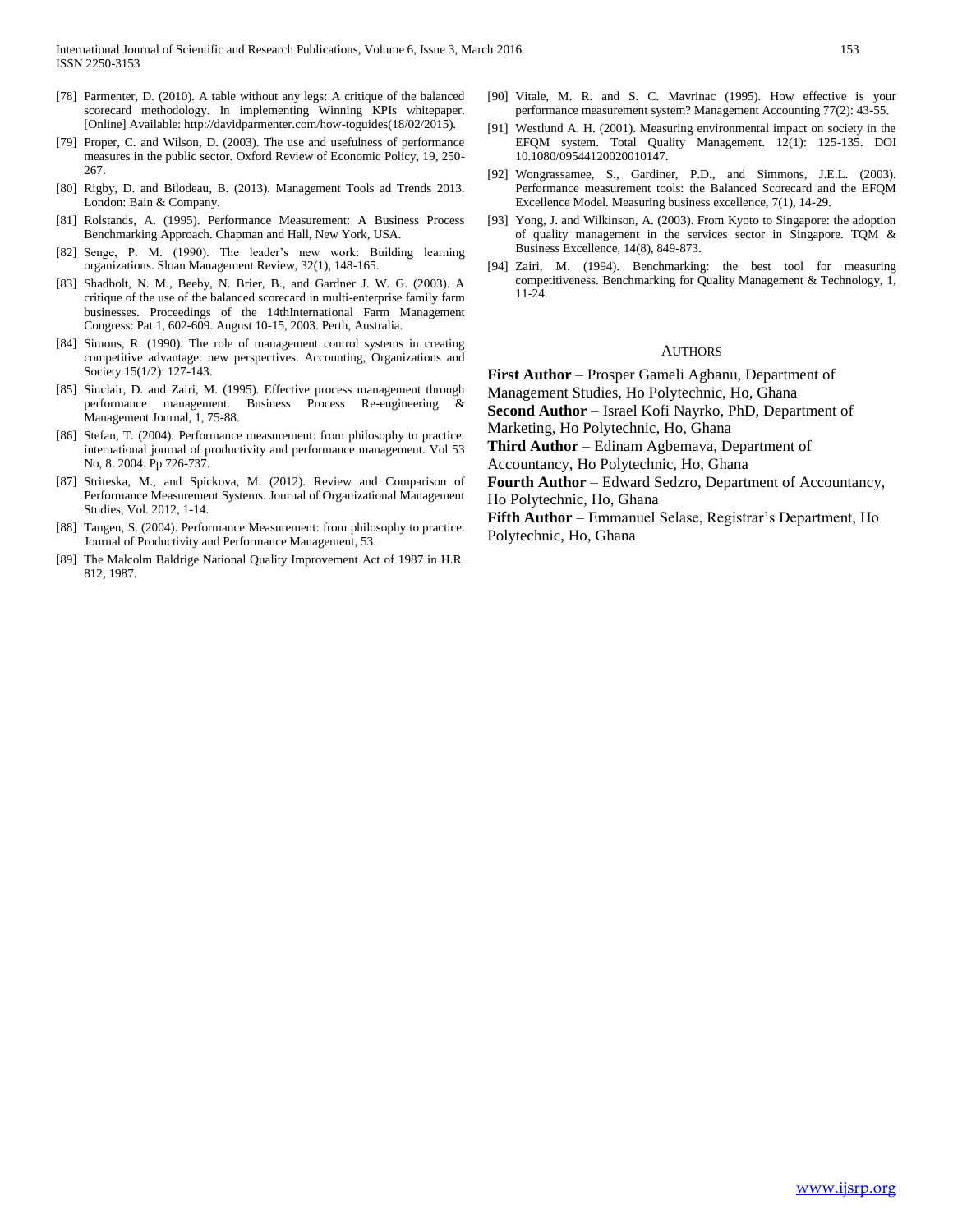[78] Parmenter, D. (2010). A table without any legs: A critique of the balanced scorecard methodology. In implementing Winning KPIs whitepaper. [Online] Available: http://davidparmenter.com/how-toguides(18/02/2015).

[79] Proper, C. and Wilson, D. (2003). The use and usefulness of performance measures in the public sector. Oxford Review of Economic Policy, 19, 250-267.

[80] Rigby, D. and Bilodeau, B. (2013). Management Tools ad Trends 2013. London: Bain & Company.

[81] Rolstands, A. (1995). Performance Measurement: A Business Process Benchmarking Approach. Chapman and Hall, New York, USA.

[82] Senge, P. M. (1990). The leader's new work: Building learning organizations. Sloan Management Review, 32(1), 148-165.

[83] Shadbolt, N. M., Beeby, N. Brier, B., and Gardner J. W. G. (2003). A critique of the use of the balanced scorecard in multi-enterprise family farm businesses. Proceedings of the 14thInternational Farm Management Congress: Pat 1, 602-609. August 10-15, 2003. Perth, Australia.

[84] Simons, R. (1990). The role of management control systems in creating competitive advantage: new perspectives. Accounting, Organizations and Society 15(1/2): 127-143.

[85] Sinclair, D. and Zairi, M. (1995). Effective process management through performance management. Business Process Re-engineering & Management Journal, 1, 75-88.

[86] Stefan, T. (2004). Performance measurement: from philosophy to practice. international journal of productivity and performance management. Vol 53 No, 8. 2004. Pp 726-737.

[87] Striteska, M., and Spickova, M. (2012). Review and Comparison of Performance Measurement Systems. Journal of Organizational Management Studies, Vol. 2012, 1-14.

[88] Tangen, S. (2004). Performance Measurement: from philosophy to practice. Journal of Productivity and Performance Management, 53.

[89] The Malcolm Baldrige National Quality Improvement Act of 1987 in H.R. 812, 1987.

[90] Vitale, M. R. and S. C. Mavrinac (1995). How effective is your performance measurement system? Management Accounting 77(2): 43-55.

[91] Westlund A. H. (2001). Measuring environmental impact on society in the EFQM system. Total Quality Management. 12(1): 125-135. DOI 10.1080/09544120020010147.

[92] Wongrassamee, S., Gardiner, P.D., and Simmons, J.E.L. (2003). Performance measurement tools: the Balanced Scorecard and the EFQM Excellence Model. Measuring business excellence, 7(1), 14-29.

[93] Yong, J. and Wilkinson, A. (2003). From Kyoto to Singapore: the adoption of quality management in the services sector in Singapore. TQM & Business Excellence, 14(8), 849-873.

[94] Zairi, M. (1994). Benchmarking: the best tool for measuring competitiveness. Benchmarking for Quality Management & Technology, 1, 11-24.

## AUTHORS

**First Author** – Prosper Gameli Agbanu, Department of Management Studies, Ho Polytechnic, Ho, Ghana

**Second Author** – Israel Kofi Nayrko, PhD, Department of Marketing, Ho Polytechnic, Ho, Ghana

**Third Author** – Edinam Agbemava, Department of Accountancy, Ho Polytechnic, Ho, Ghana

**Fourth Author** – Edward Sedzro, Department of Accountancy, Ho Polytechnic, Ho, Ghana

**Fifth Author** – Emmanuel Selase, Registrar's Department, Ho Polytechnic, Ho, Ghana